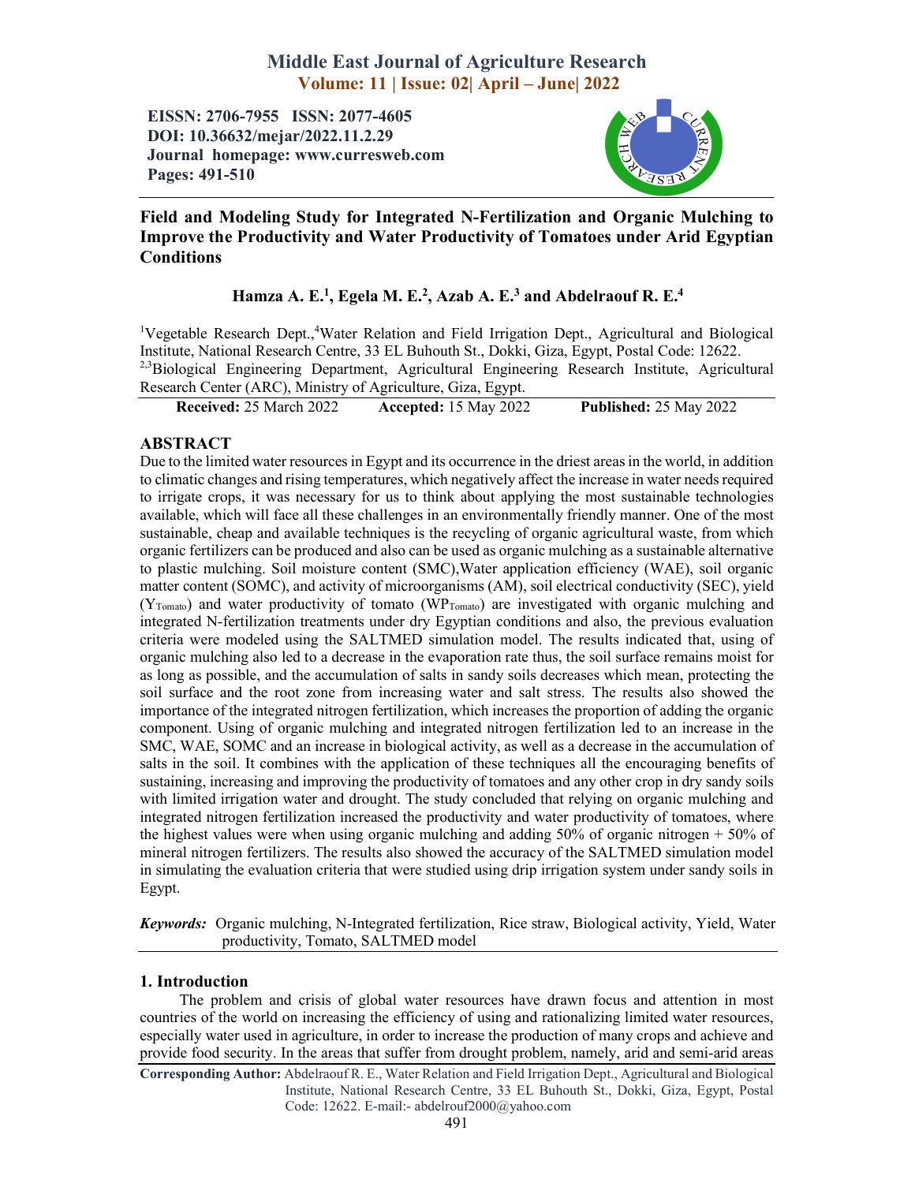# Field and Modeling Study for Integrated N-Fertilization and Organic Mulching to Improve the Productivity and Water Productivity of Tomatoes under Arid Egyptian Conditions

**Hamza A. E.[1], Egela M. E.[2], Azab A. E.[3] and Abdelraouf R. E.[4]**

[1]Vegetable Research Dept.,[4]Water Relation and Field Irrigation Dept., Agricultural and Biological Institute, National Research Centre, 33 EL Buhouth St., Dokki, Giza, Egypt, Postal Code: 12622.
[2,3]Biological Engineering Department, Agricultural Engineering Research Institute, Agricultural Research Center (ARC), Ministry of Agriculture, Giza, Egypt.

**Received:** 25 March 2022 **Accepted:** 15 May 2022 **Published:** 25 May 2022

## ABSTRACT

Due to the limited water resources in Egypt and its occurrence in the driest areas in the world, in addition to climatic changes and rising temperatures, which negatively affect the increase in water needs required to irrigate crops, it was necessary for us to think about applying the most sustainable technologies available, which will face all these challenges in an environmentally friendly manner. One of the most sustainable, cheap and available techniques is the recycling of organic agricultural waste, from which organic fertilizers can be produced and also can be used as organic mulching as a sustainable alternative to plastic mulching. Soil moisture content (SMC),Water application efficiency (WAE), soil organic matter content (SOMC), and activity of microorganisms (AM), soil electrical conductivity (SEC), yield ($Y_{Tomato}$) and water productivity of tomato ($WP_{Tomato}$) are investigated with organic mulching and integrated N-fertilization treatments under dry Egyptian conditions and also, the previous evaluation criteria were modeled using the SALTMED simulation model. The results indicated that, using of organic mulching also led to a decrease in the evaporation rate thus, the soil surface remains moist for as long as possible, and the accumulation of salts in sandy soils decreases which mean, protecting the soil surface and the root zone from increasing water and salt stress. The results also showed the importance of the integrated nitrogen fertilization, which increases the proportion of adding the organic component. Using of organic mulching and integrated nitrogen fertilization led to an increase in the SMC, WAE, SOMC and an increase in biological activity, as well as a decrease in the accumulation of salts in the soil. It combines with the application of these techniques all the encouraging benefits of sustaining, increasing and improving the productivity of tomatoes and any other crop in dry sandy soils with limited irrigation water and drought. The study concluded that relying on organic mulching and integrated nitrogen fertilization increased the productivity and water productivity of tomatoes, where the highest values were when using organic mulching and adding 50% of organic nitrogen + 50% of mineral nitrogen fertilizers. The results also showed the accuracy of the SALTMED simulation model in simulating the evaluation criteria that were studied using drip irrigation system under sandy soils in Egypt.

***Keywords:*** Organic mulching, N-Integrated fertilization, Rice straw, Biological activity, Yield, Water productivity, Tomato, SALTMED model

## 1. Introduction

The problem and crisis of global water resources have drawn focus and attention in most countries of the world on increasing the efficiency of using and rationalizing limited water resources, especially water used in agriculture, in order to increase the production of many crops and achieve and provide food security. In the areas that suffer from drought problem, namely, arid and semi-arid areas

**Corresponding Author:** Abdelraouf R. E., Water Relation and Field Irrigation Dept., Agricultural and Biological Institute, National Research Centre, 33 EL Buhouth St., Dokki, Giza, Egypt, Postal Code: 12622. E-mail:- abdelrouf2000@yahoo.com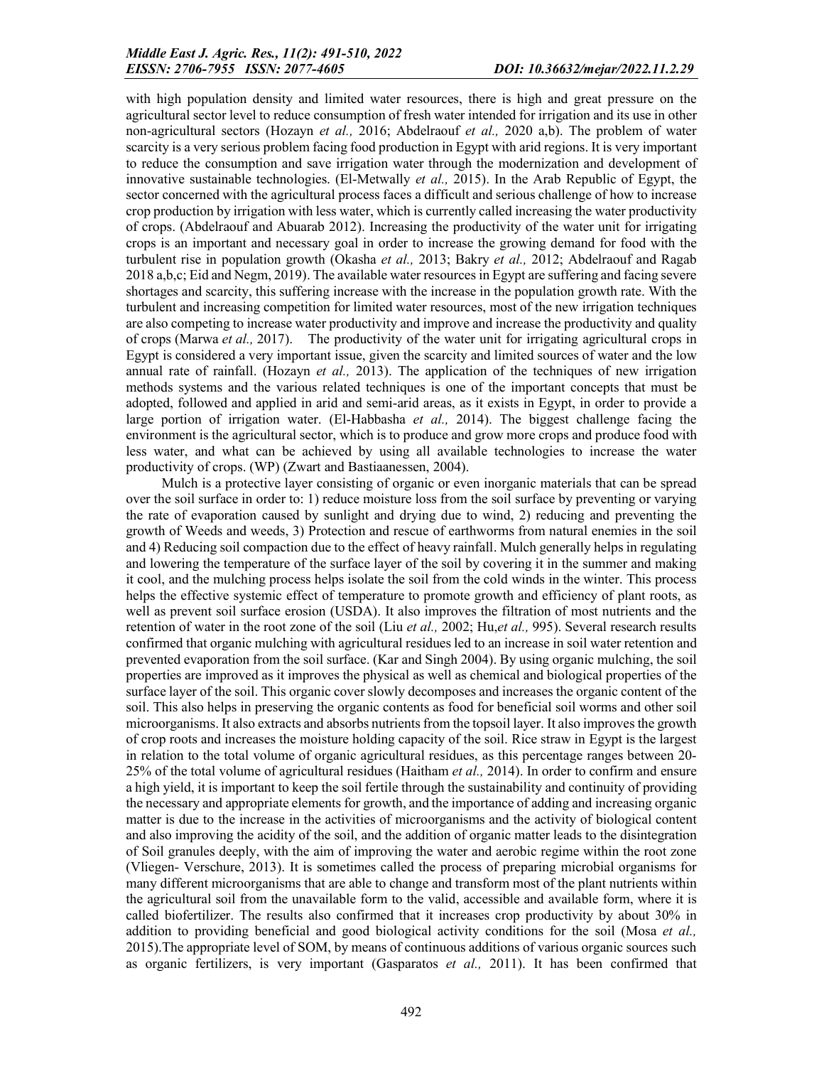with high population density and limited water resources, there is high and great pressure on the agricultural sector level to reduce consumption of fresh water intended for irrigation and its use in other non-agricultural sectors (Hozayn *et al.,* 2016; Abdelraouf *et al.,* 2020 a,b). The problem of water scarcity is a very serious problem facing food production in Egypt with arid regions. It is very important to reduce the consumption and save irrigation water through the modernization and development of innovative sustainable technologies. (El-Metwally *et al.,* 2015). In the Arab Republic of Egypt, the sector concerned with the agricultural process faces a difficult and serious challenge of how to increase crop production by irrigation with less water, which is currently called increasing the water productivity of crops. (Abdelraouf and Abuarab 2012). Increasing the productivity of the water unit for irrigating crops is an important and necessary goal in order to increase the growing demand for food with the turbulent rise in population growth (Okasha *et al.,* 2013; Bakry *et al.,* 2012; Abdelraouf and Ragab 2018 a,b,c; Eid and Negm, 2019). The available water resources in Egypt are suffering and facing severe shortages and scarcity, this suffering increase with the increase in the population growth rate. With the turbulent and increasing competition for limited water resources, most of the new irrigation techniques are also competing to increase water productivity and improve and increase the productivity and quality of crops (Marwa *et al.,* 2017). The productivity of the water unit for irrigating agricultural crops in Egypt is considered a very important issue, given the scarcity and limited sources of water and the low annual rate of rainfall. (Hozayn *et al.,* 2013). The application of the techniques of new irrigation methods systems and the various related techniques is one of the important concepts that must be adopted, followed and applied in arid and semi-arid areas, as it exists in Egypt, in order to provide a large portion of irrigation water. (El-Habbasha *et al.,* 2014). The biggest challenge facing the environment is the agricultural sector, which is to produce and grow more crops and produce food with less water, and what can be achieved by using all available technologies to increase the water productivity of crops. (WP) (Zwart and Bastiaanessen, 2004).

Mulch is a protective layer consisting of organic or even inorganic materials that can be spread over the soil surface in order to: 1) reduce moisture loss from the soil surface by preventing or varying the rate of evaporation caused by sunlight and drying due to wind, 2) reducing and preventing the growth of Weeds and weeds, 3) Protection and rescue of earthworms from natural enemies in the soil and 4) Reducing soil compaction due to the effect of heavy rainfall. Mulch generally helps in regulating and lowering the temperature of the surface layer of the soil by covering it in the summer and making it cool, and the mulching process helps isolate the soil from the cold winds in the winter. This process helps the effective systemic effect of temperature to promote growth and efficiency of plant roots, as well as prevent soil surface erosion (USDA). It also improves the filtration of most nutrients and the retention of water in the root zone of the soil (Liu *et al.,* 2002; Hu,*et al.,* 995). Several research results confirmed that organic mulching with agricultural residues led to an increase in soil water retention and prevented evaporation from the soil surface. (Kar and Singh 2004). By using organic mulching, the soil properties are improved as it improves the physical as well as chemical and biological properties of the surface layer of the soil. This organic cover slowly decomposes and increases the organic content of the soil. This also helps in preserving the organic contents as food for beneficial soil worms and other soil microorganisms. It also extracts and absorbs nutrients from the topsoil layer. It also improves the growth of crop roots and increases the moisture holding capacity of the soil. Rice straw in Egypt is the largest in relation to the total volume of organic agricultural residues, as this percentage ranges between 20-25% of the total volume of agricultural residues (Haitham *et al.,* 2014). In order to confirm and ensure a high yield, it is important to keep the soil fertile through the sustainability and continuity of providing the necessary and appropriate elements for growth, and the importance of adding and increasing organic matter is due to the increase in the activities of microorganisms and the activity of biological content and also improving the acidity of the soil, and the addition of organic matter leads to the disintegration of Soil granules deeply, with the aim of improving the water and aerobic regime within the root zone (Vliegen- Verschure, 2013). It is sometimes called the process of preparing microbial organisms for many different microorganisms that are able to change and transform most of the plant nutrients within the agricultural soil from the unavailable form to the valid, accessible and available form, where it is called biofertilizer. The results also confirmed that it increases crop productivity by about 30% in addition to providing beneficial and good biological activity conditions for the soil (Mosa *et al.,* 2015).The appropriate level of SOM, by means of continuous additions of various organic sources such as organic fertilizers, is very important (Gasparatos *et al.,* 2011). It has been confirmed that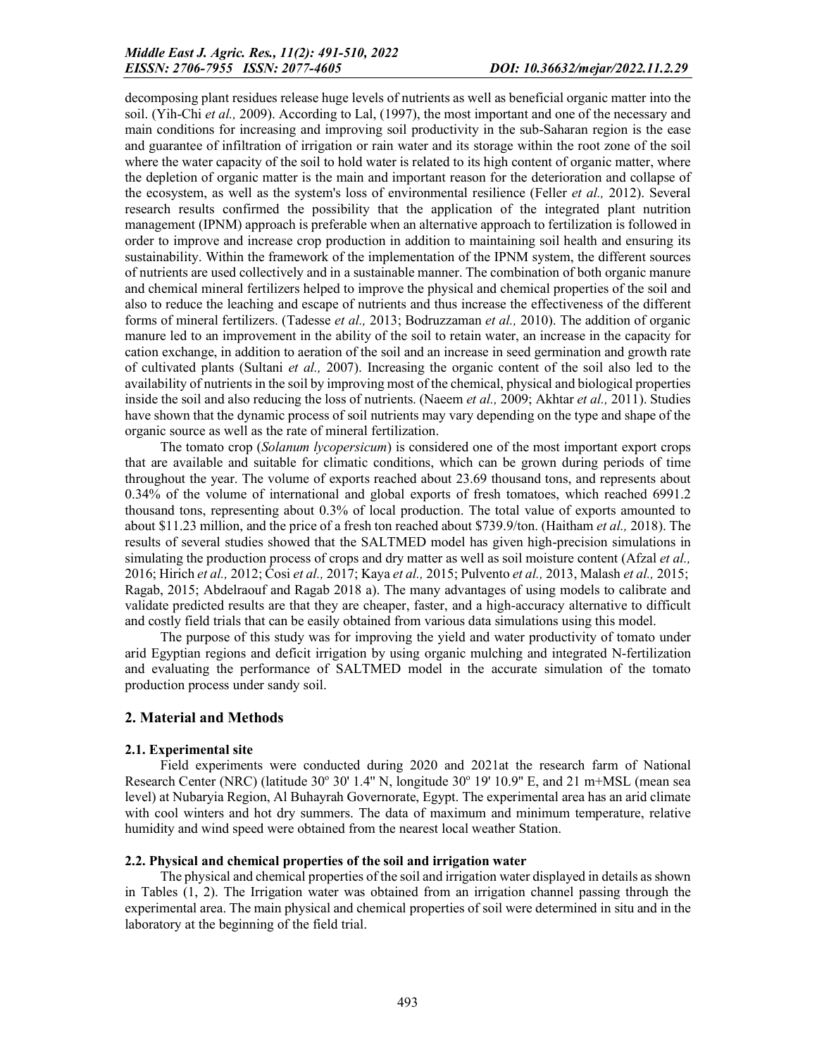decomposing plant residues release huge levels of nutrients as well as beneficial organic matter into the soil. (Yih-Chi *et al.,* 2009). According to Lal, (1997), the most important and one of the necessary and main conditions for increasing and improving soil productivity in the sub-Saharan region is the ease and guarantee of infiltration of irrigation or rain water and its storage within the root zone of the soil where the water capacity of the soil to hold water is related to its high content of organic matter, where the depletion of organic matter is the main and important reason for the deterioration and collapse of the ecosystem, as well as the system's loss of environmental resilience (Feller *et al.,* 2012). Several research results confirmed the possibility that the application of the integrated plant nutrition management (IPNM) approach is preferable when an alternative approach to fertilization is followed in order to improve and increase crop production in addition to maintaining soil health and ensuring its sustainability. Within the framework of the implementation of the IPNM system, the different sources of nutrients are used collectively and in a sustainable manner. The combination of both organic manure and chemical mineral fertilizers helped to improve the physical and chemical properties of the soil and also to reduce the leaching and escape of nutrients and thus increase the effectiveness of the different forms of mineral fertilizers. (Tadesse *et al.,* 2013; Bodruzzaman *et al.,* 2010). The addition of organic manure led to an improvement in the ability of the soil to retain water, an increase in the capacity for cation exchange, in addition to aeration of the soil and an increase in seed germination and growth rate of cultivated plants (Sultani *et al.,* 2007). Increasing the organic content of the soil also led to the availability of nutrients in the soil by improving most of the chemical, physical and biological properties inside the soil and also reducing the loss of nutrients. (Naeem *et al.,* 2009; Akhtar *et al.,* 2011). Studies have shown that the dynamic process of soil nutrients may vary depending on the type and shape of the organic source as well as the rate of mineral fertilization.

The tomato crop (*Solanum lycopersicum*) is considered one of the most important export crops that are available and suitable for climatic conditions, which can be grown during periods of time throughout the year. The volume of exports reached about 23.69 thousand tons, and represents about 0.34% of the volume of international and global exports of fresh tomatoes, which reached 6991.2 thousand tons, representing about 0.3% of local production. The total value of exports amounted to about $11.23 million, and the price of a fresh ton reached about $739.9/ton. (Haitham *et al.,* 2018). The results of several studies showed that the SALTMED model has given high-precision simulations in simulating the production process of crops and dry matter as well as soil moisture content (Afzal *et al.,* 2016; Hirich *et al.,* 2012; Ćosi *et al.,* 2017; Kaya *et al.,* 2015; Pulvento *et al.,* 2013, Malash *et al.,* 2015; Ragab, 2015; Abdelraouf and Ragab 2018 a). The many advantages of using models to calibrate and validate predicted results are that they are cheaper, faster, and a high-accuracy alternative to difficult and costly field trials that can be easily obtained from various data simulations using this model.

The purpose of this study was for improving the yield and water productivity of tomato under arid Egyptian regions and deficit irrigation by using organic mulching and integrated N-fertilization and evaluating the performance of SALTMED model in the accurate simulation of the tomato production process under sandy soil.

## 2. Material and Methods

### 2.1. Experimental site

Field experiments were conducted during 2020 and 2021at the research farm of National Research Center (NRC) (latitude 30º 30' 1.4" N, longitude 30º 19' 10.9" E, and 21 m+MSL (mean sea level) at Nubaryia Region, Al Buhayrah Governorate, Egypt. The experimental area has an arid climate with cool winters and hot dry summers. The data of maximum and minimum temperature, relative humidity and wind speed were obtained from the nearest local weather Station.

### 2.2. Physical and chemical properties of the soil and irrigation water

The physical and chemical properties of the soil and irrigation water displayed in details as shown in Tables (1, 2). The Irrigation water was obtained from an irrigation channel passing through the experimental area. The main physical and chemical properties of soil were determined in situ and in the laboratory at the beginning of the field trial.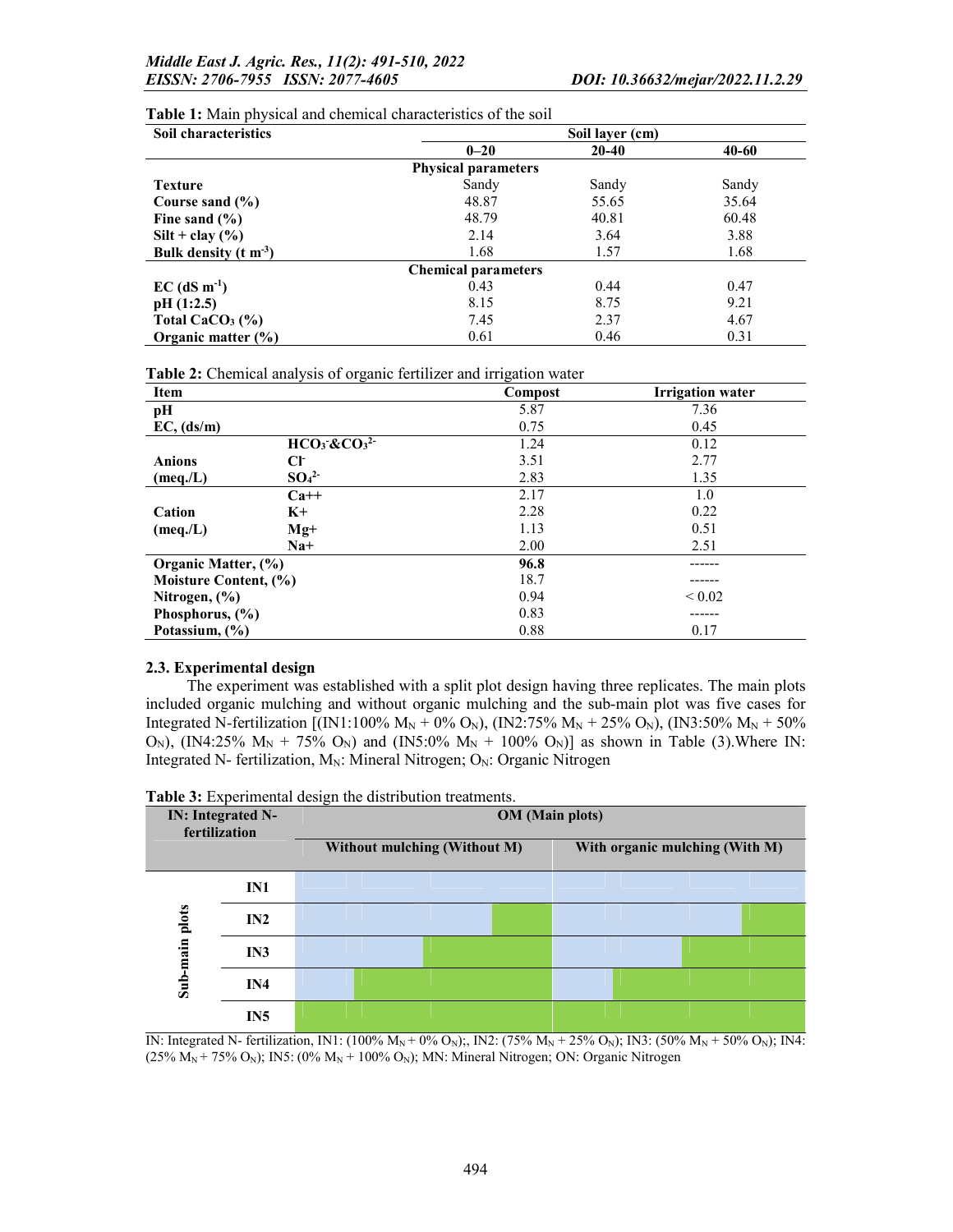**Table 1:** Main physical and chemical characteristics of the soil

| Soil characteristics | Soil layer (cm) | | |
|---|---|---|---|
| | 0–20 | 20-40 | 40-60 |
| **Physical parameters** | | | |
| **Texture** | Sandy | Sandy | Sandy |
| **Course sand (%)** | 48.87 | 55.65 | 35.64 |
| **Fine sand (%)** | 48.79 | 40.81 | 60.48 |
| **Silt + clay (%)** | 2.14 | 3.64 | 3.88 |
| **Bulk density (t $m^{-3}$)** | 1.68 | 1.57 | 1.68 |
| **Chemical parameters** | | | |
| **EC (dS $m^{-1}$)** | 0.43 | 0.44 | 0.47 |
| **pH (1:2.5)** | 8.15 | 8.75 | 9.21 |
| **Total $CaCO_3$ (%)** | 7.45 | 2.37 | 4.67 |
| **Organic matter (%)** | 0.61 | 0.46 | 0.31 |

**Table 2:** Chemical analysis of organic fertilizer and irrigation water

| Item | | Compost | Irrigation water |
|---|---|---|---|
| **pH** | | 5.87 | 7.36 |
| **EC, (ds/m)** | | 0.75 | 0.45 |
| **Anions (meq./L)** | $HCO_3^-$&$CO_3^{2-}$ | 1.24 | 0.12 |
| | $Cl^-$ | 3.51 | 2.77 |
| | $SO_4^{2-}$ | 2.83 | 1.35 |
| **Cation (meq./L)** | $Ca^{++}$ | 2.17 | 1.0 |
| | $K^+$ | 2.28 | 0.22 |
| | $Mg^+$ | 1.13 | 0.51 |
| | $Na^+$ | 2.00 | 2.51 |
| **Organic Matter, (%)** | | **96.8** | ------ |
| **Moisture Content, (%)** | | 18.7 | ------ |
| **Nitrogen, (%)** | | 0.94 | < 0.02 |
| **Phosphorus, (%)** | | 0.83 | ------ |
| **Potassium, (%)** | | 0.88 | 0.17 |

### 2.3. Experimental design

The experiment was established with a split plot design having three replicates. The main plots included organic mulching and without organic mulching and the sub-main plot was five cases for Integrated N-fertilization [(IN1:100% $M_N$ + 0% $O_N$), (IN2:75% $M_N$ + 25% $O_N$), (IN3:50% $M_N$ + 50% $O_N$), (IN4:25% $M_N$ + 75% $O_N$) and (IN5:0% $M_N$ + 100% $O_N$)] as shown in Table (3).Where IN: Integrated N- fertilization, $M_N$: Mineral Nitrogen; $O_N$: Organic Nitrogen

**Table 3:** Experimental design the distribution treatments.

| IN: Integrated N-fertilization | | OM (Main plots) | |
|---|---|---|---|
| | | Without mulching (Without M) | With organic mulching (With M) |
| Sub-main plots | IN1 | | |
| | IN2 | | |
| | IN3 | | |
| | IN4 | | |
| | IN5 | | |

IN: Integrated N- fertilization, IN1: (100% $M_N$ + 0% $O_N$);, IN2: (75% $M_N$ + 25% $O_N$); IN3: (50% $M_N$ + 50% $O_N$); IN4: (25% $M_N$ + 75% $O_N$); IN5: (0% $M_N$ + 100% $O_N$); MN: Mineral Nitrogen; ON: Organic Nitrogen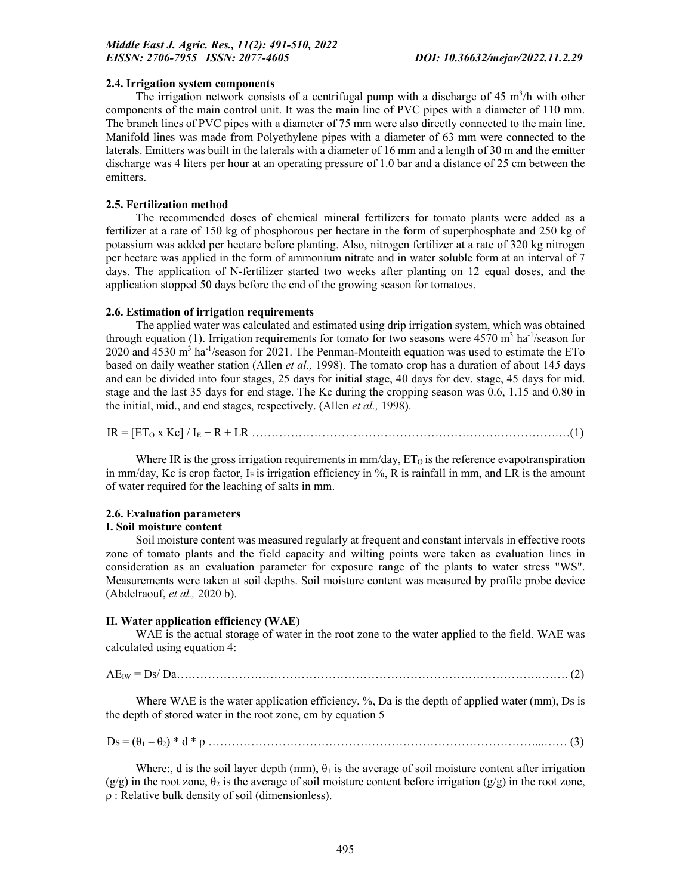### 2.4. Irrigation system components

The irrigation network consists of a centrifugal pump with a discharge of 45 $m^3$/h with other components of the main control unit. It was the main line of PVC pipes with a diameter of 110 mm. The branch lines of PVC pipes with a diameter of 75 mm were also directly connected to the main line. Manifold lines was made from Polyethylene pipes with a diameter of 63 mm were connected to the laterals. Emitters was built in the laterals with a diameter of 16 mm and a length of 30 m and the emitter discharge was 4 liters per hour at an operating pressure of 1.0 bar and a distance of 25 cm between the emitters.

### 2.5. Fertilization method

The recommended doses of chemical mineral fertilizers for tomato plants were added as a fertilizer at a rate of 150 kg of phosphorous per hectare in the form of superphosphate and 250 kg of potassium was added per hectare before planting. Also, nitrogen fertilizer at a rate of 320 kg nitrogen per hectare was applied in the form of ammonium nitrate and in water soluble form at an interval of 7 days. The application of N-fertilizer started two weeks after planting on 12 equal doses, and the application stopped 50 days before the end of the growing season for tomatoes.

### 2.6. Estimation of irrigation requirements

The applied water was calculated and estimated using drip irrigation system, which was obtained through equation (1). Irrigation requirements for tomato for two seasons were 4570 $m^3$ $ha^{-1}$/season for 2020 and 4530 $m^3$ $ha^{-1}$/season for 2021. The Penman-Monteith equation was used to estimate the ETo based on daily weather station (Allen *et al.,* 1998). The tomato crop has a duration of about 145 days and can be divided into four stages, 25 days for initial stage, 40 days for dev. stage, 45 days for mid. stage and the last 35 days for end stage. The Kc during the cropping season was 0.6, 1.15 and 0.80 in the initial, mid., and end stages, respectively. (Allen *et al.,* 1998).

$$IR = [ET_O \times Kc] / I_E - R + LR \quad \text{(1)}$$

Where IR is the gross irrigation requirements in mm/day, $ET_O$ is the reference evapotranspiration in mm/day, Kc is crop factor, $I_E$ is irrigation efficiency in %, R is rainfall in mm, and LR is the amount of water required for the leaching of salts in mm.

### 2.6. Evaluation parameters

#### I. Soil moisture content

Soil moisture content was measured regularly at frequent and constant intervals in effective roots zone of tomato plants and the field capacity and wilting points were taken as evaluation lines in consideration as an evaluation parameter for exposure range of the plants to water stress "WS". Measurements were taken at soil depths. Soil moisture content was measured by profile probe device (Abdelraouf, *et al.,* 2020 b).

#### II. Water application efficiency (WAE)

WAE is the actual storage of water in the root zone to the water applied to the field. WAE was calculated using equation 4:

$$AE_{IW} = Ds / Da \quad \text{(2)}$$

Where WAE is the water application efficiency, %, Da is the depth of applied water (mm), Ds is the depth of stored water in the root zone, cm by equation 5

$$Ds = (\theta_1 - \theta_2) * d * \rho \quad \text{(3)}$$

Where:, d is the soil layer depth (mm), $\theta_1$ is the average of soil moisture content after irrigation (g/g) in the root zone, $\theta_2$ is the average of soil moisture content before irrigation (g/g) in the root zone, $\rho$ : Relative bulk density of soil (dimensionless).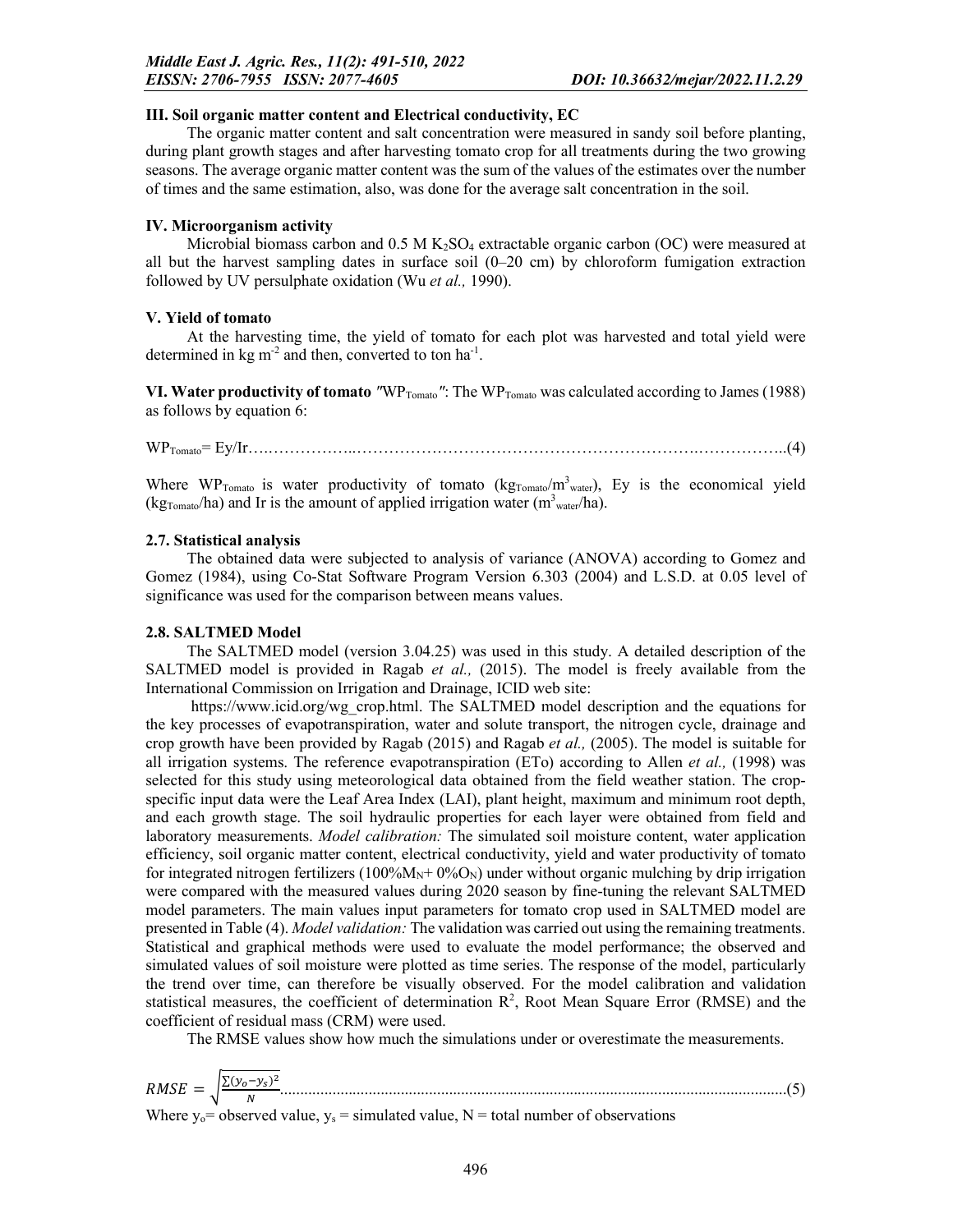### III. Soil organic matter content and Electrical conductivity, EC

The organic matter content and salt concentration were measured in sandy soil before planting, during plant growth stages and after harvesting tomato crop for all treatments during the two growing seasons. The average organic matter content was the sum of the values of the estimates over the number of times and the same estimation, also, was done for the average salt concentration in the soil.

### IV. Microorganism activity

Microbial biomass carbon and 0.5 M $K_2SO_4$ extractable organic carbon (OC) were measured at all but the harvest sampling dates in surface soil (0–20 cm) by chloroform fumigation extraction followed by UV persulphate oxidation (Wu *et al.,* 1990).

### V. Yield of tomato

At the harvesting time, the yield of tomato for each plot was harvested and total yield were determined in kg $m^{-2}$ and then, converted to ton $ha^{-1}$.

**VI. Water productivity of tomato "$WP_{Tomato}$":** The $WP_{Tomato}$ was calculated according to James (1988) as follows by equation 6:

$$WP_{Tomato} = Ey/Ir \quad (4)$$

Where $WP_{Tomato}$ is water productivity of tomato ($kg_{Tomato}/m^3_{water}$), Ey is the economical yield ($kg_{Tomato}/ha$) and Ir is the amount of applied irrigation water ($m^3_{water}/ha$).

### 2.7. Statistical analysis

The obtained data were subjected to analysis of variance (ANOVA) according to Gomez and Gomez (1984), using Co-Stat Software Program Version 6.303 (2004) and L.S.D. at 0.05 level of significance was used for the comparison between means values.

### 2.8. SALTMED Model

The SALTMED model (version 3.04.25) was used in this study. A detailed description of the SALTMED model is provided in Ragab *et al.,* (2015). The model is freely available from the International Commission on Irrigation and Drainage, ICID web site: https://www.icid.org/wg_crop.html. The SALTMED model description and the equations for the key processes of evapotranspiration, water and solute transport, the nitrogen cycle, drainage and crop growth have been provided by Ragab (2015) and Ragab *et al.,* (2005). The model is suitable for all irrigation systems. The reference evapotranspiration (ETo) according to Allen *et al.,* (1998) was selected for this study using meteorological data obtained from the field weather station. The crop-specific input data were the Leaf Area Index (LAI), plant height, maximum and minimum root depth, and each growth stage. The soil hydraulic properties for each layer were obtained from field and laboratory measurements. *Model calibration:* The simulated soil moisture content, water application efficiency, soil organic matter content, electrical conductivity, yield and water productivity of tomato for integrated nitrogen fertilizers ($100\%M_N + 0\%O_N$) under without organic mulching by drip irrigation were compared with the measured values during 2020 season by fine-tuning the relevant SALTMED model parameters. The main values input parameters for tomato crop used in SALTMED model are presented in Table (4). *Model validation:* The validation was carried out using the remaining treatments. Statistical and graphical methods were used to evaluate the model performance; the observed and simulated values of soil moisture were plotted as time series. The response of the model, particularly the trend over time, can therefore be visually observed. For the model calibration and validation statistical measures, the coefficient of determination $R^2$, Root Mean Square Error (RMSE) and the coefficient of residual mass (CRM) were used.

The RMSE values show how much the simulations under or overestimate the measurements.

$$RMSE = \sqrt{\frac{\sum(y_o - y_s)^2}{N}} \quad (5)$$

Where $y_o$= observed value, $y_s$ = simulated value, N = total number of observations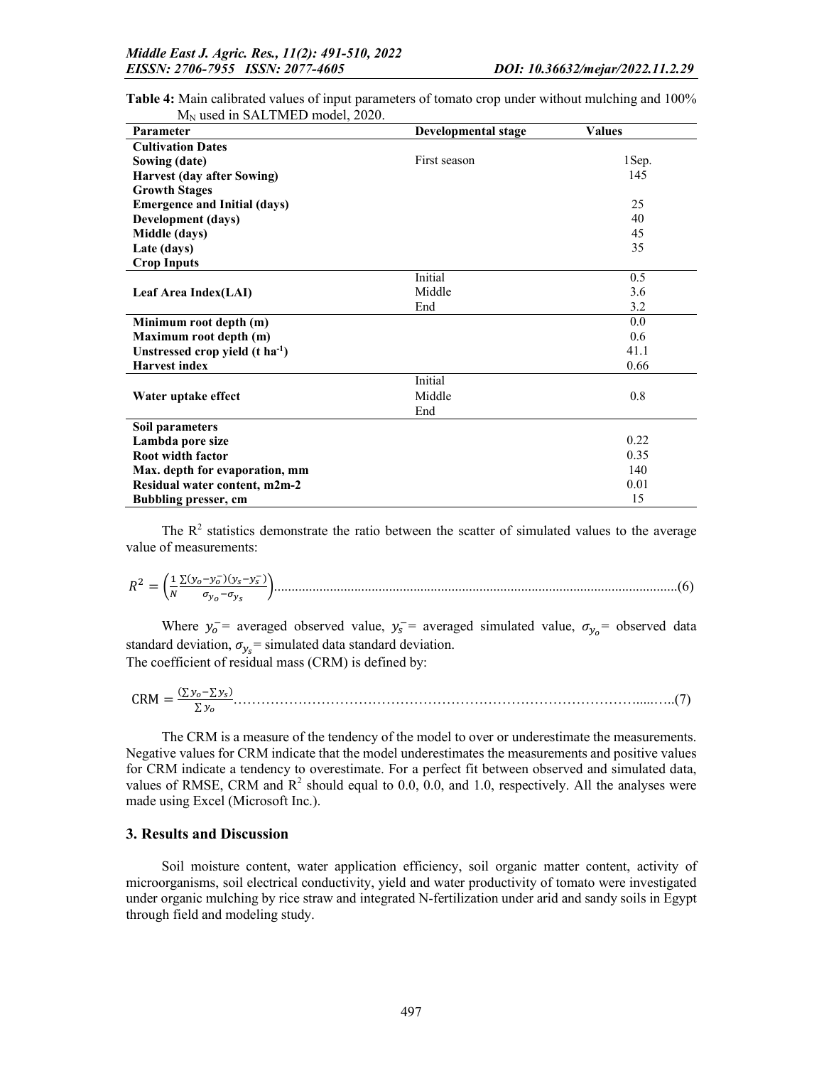**Table 4:** Main calibrated values of input parameters of tomato crop under without mulching and 100% $M_N$ used in SALTMED model, 2020.

| Parameter | Developmental stage | Values |
|---|---|---|
| **Cultivation Dates** | | |
| **Sowing (date)** | First season | 1Sep. |
| **Harvest (day after Sowing)** | | 145 |
| **Growth Stages** | | |
| **Emergence and Initial (days)** | | 25 |
| **Development (days)** | | 40 |
| **Middle (days)** | | 45 |
| **Late (days)** | | 35 |
| **Crop Inputs** | | |
| **Leaf Area Index(LAI)** | Initial | 0.5 |
| | Middle | 3.6 |
| | End | 3.2 |
| **Minimum root depth (m)** | | 0.0 |
| **Maximum root depth (m)** | | 0.6 |
| **Unstressed crop yield (t ha$^{-1}$)** | | 41.1 |
| **Harvest index** | | 0.66 |
| **Water uptake effect** | Initial | |
| | Middle | 0.8 |
| | End | |
| **Soil parameters** | | |
| **Lambda pore size** | | 0.22 |
| **Root width factor** | | 0.35 |
| **Max. depth for evaporation, mm** | | 140 |
| **Residual water content, m2m-2** | | 0.01 |
| **Bubbling presser, cm** | | 15 |

The $R^2$ statistics demonstrate the ratio between the scatter of simulated values to the average value of measurements:

$$R^2 = \left(\frac{1}{N}\frac{\sum(y_o - \bar{y_o})(y_s - \bar{y_s})}{\sigma_{y_o} - \sigma_{y_s}}\right) \quad (6)$$

Where $\bar{y_o}$ = averaged observed value, $\bar{y_s}$ = averaged simulated value, $\sigma_{y_o}$ = observed data standard deviation, $\sigma_{y_s}$ = simulated data standard deviation.
The coefficient of residual mass (CRM) is defined by:

$$\text{CRM} = \frac{(\sum y_o - \sum y_s)}{\sum y_o} \quad (7)$$

The CRM is a measure of the tendency of the model to over or underestimate the measurements. Negative values for CRM indicate that the model underestimates the measurements and positive values for CRM indicate a tendency to overestimate. For a perfect fit between observed and simulated data, values of RMSE, CRM and $R^2$ should equal to 0.0, 0.0, and 1.0, respectively. All the analyses were made using Excel (Microsoft Inc.).

## 3. Results and Discussion

Soil moisture content, water application efficiency, soil organic matter content, activity of microorganisms, soil electrical conductivity, yield and water productivity of tomato were investigated under organic mulching by rice straw and integrated N-fertilization under arid and sandy soils in Egypt through field and modeling study.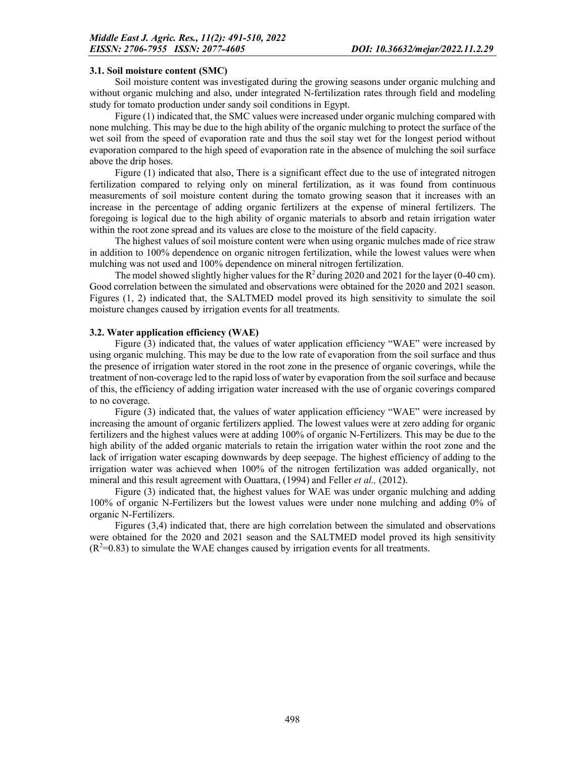### 3.1. Soil moisture content (SMC)

Soil moisture content was investigated during the growing seasons under organic mulching and without organic mulching and also, under integrated N-fertilization rates through field and modeling study for tomato production under sandy soil conditions in Egypt.

Figure (1) indicated that, the SMC values were increased under organic mulching compared with none mulching. This may be due to the high ability of the organic mulching to protect the surface of the wet soil from the speed of evaporation rate and thus the soil stay wet for the longest period without evaporation compared to the high speed of evaporation rate in the absence of mulching the soil surface above the drip hoses.

Figure (1) indicated that also, There is a significant effect due to the use of integrated nitrogen fertilization compared to relying only on mineral fertilization, as it was found from continuous measurements of soil moisture content during the tomato growing season that it increases with an increase in the percentage of adding organic fertilizers at the expense of mineral fertilizers. The foregoing is logical due to the high ability of organic materials to absorb and retain irrigation water within the root zone spread and its values are close to the moisture of the field capacity.

The highest values of soil moisture content were when using organic mulches made of rice straw in addition to 100% dependence on organic nitrogen fertilization, while the lowest values were when mulching was not used and 100% dependence on mineral nitrogen fertilization.

The model showed slightly higher values for the $R^2$ during 2020 and 2021 for the layer (0-40 cm). Good correlation between the simulated and observations were obtained for the 2020 and 2021 season. Figures (1, 2) indicated that, the SALTMED model proved its high sensitivity to simulate the soil moisture changes caused by irrigation events for all treatments.

### 3.2. Water application efficiency (WAE)

Figure (3) indicated that, the values of water application efficiency "WAE" were increased by using organic mulching. This may be due to the low rate of evaporation from the soil surface and thus the presence of irrigation water stored in the root zone in the presence of organic coverings, while the treatment of non-coverage led to the rapid loss of water by evaporation from the soil surface and because of this, the efficiency of adding irrigation water increased with the use of organic coverings compared to no coverage.

Figure (3) indicated that, the values of water application efficiency "WAE" were increased by increasing the amount of organic fertilizers applied. The lowest values were at zero adding for organic fertilizers and the highest values were at adding 100% of organic N-Fertilizers. This may be due to the high ability of the added organic materials to retain the irrigation water within the root zone and the lack of irrigation water escaping downwards by deep seepage. The highest efficiency of adding to the irrigation water was achieved when 100% of the nitrogen fertilization was added organically, not mineral and this result agreement with Ouattara, (1994) and Feller *et al.,* (2012).

Figure (3) indicated that, the highest values for WAE was under organic mulching and adding 100% of organic N-Fertilizers but the lowest values were under none mulching and adding 0% of organic N-Fertilizers.

Figures (3,4) indicated that, there are high correlation between the simulated and observations were obtained for the 2020 and 2021 season and the SALTMED model proved its high sensitivity ($R^2$=0.83) to simulate the WAE changes caused by irrigation events for all treatments.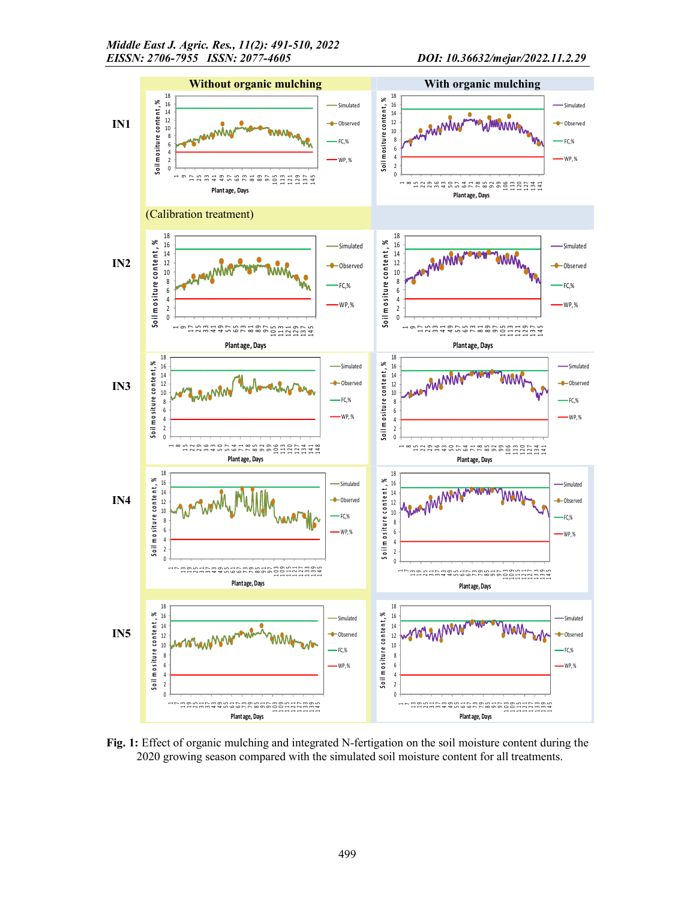**Fig. 1:** Effect of organic mulching and integrated N-fertigation on the soil moisture content during the 2020 growing season compared with the simulated soil moisture content for all treatments.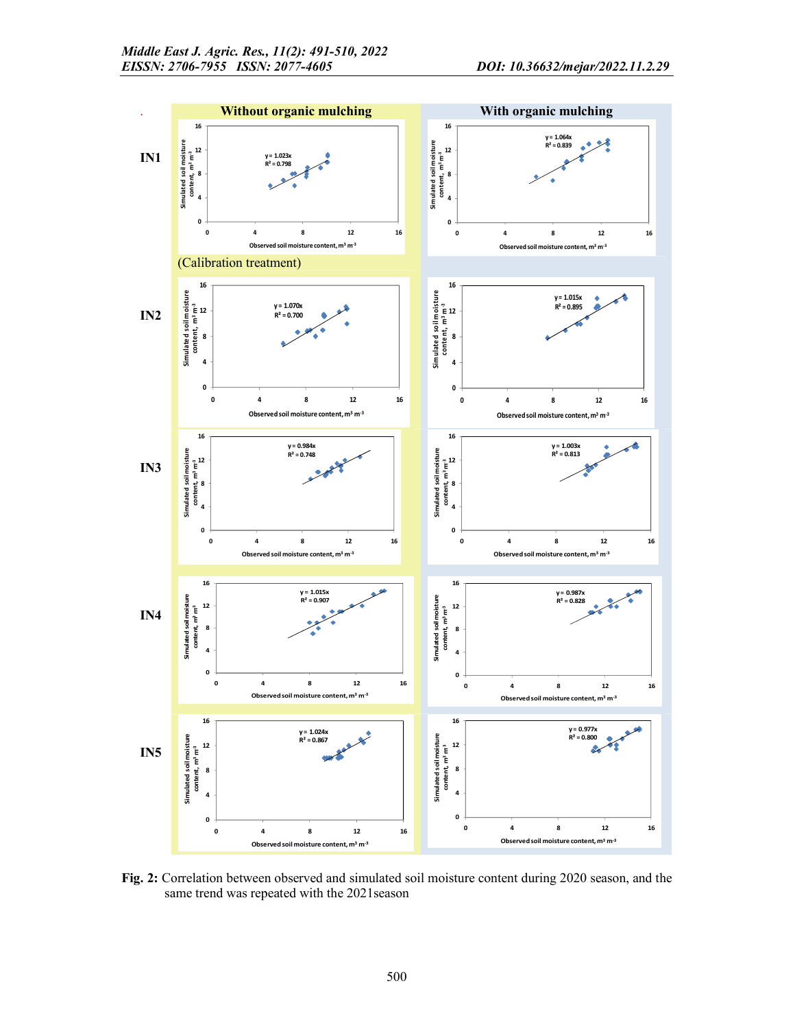Fig. 2: Correlation between observed and simulated soil moisture content during 2020 season, and the same trend was repeated with the 2021season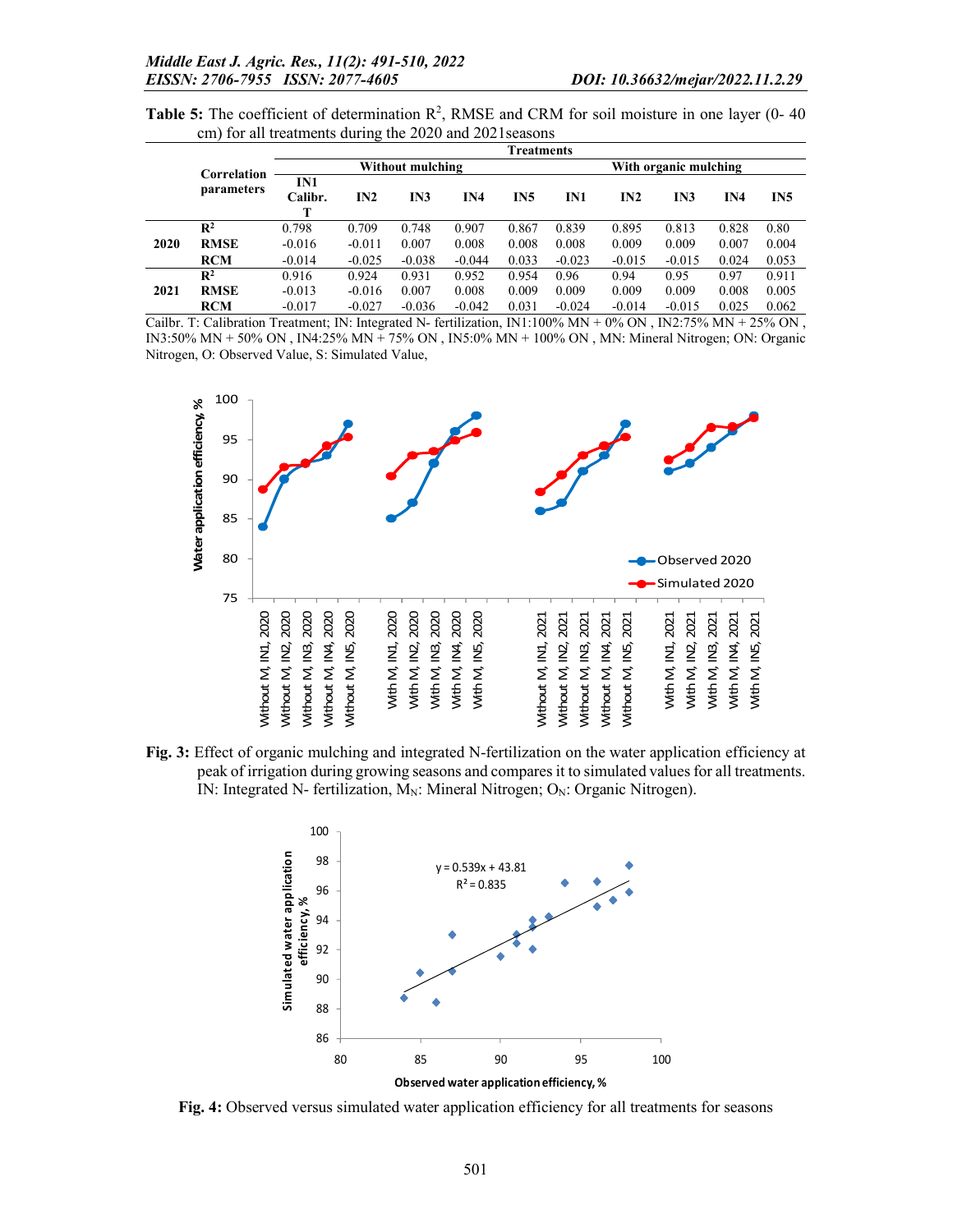**Table 5:** The coefficient of determination $R^2$, RMSE and CRM for soil moisture in one layer (0- 40 cm) for all treatments during the 2020 and 2021seasons

| | Correlation parameters | Treatments | | | | | | | | | |
|---|---|---|---|---|---|---|---|---|---|---|---|
| | | Without mulching | | | | | With organic mulching | | | | |
| | | IN1 Calibr. T | IN2 | IN3 | IN4 | IN5 | IN1 | IN2 | IN3 | IN4 | IN5 |
| 2020 | $R^2$ | 0.798 | 0.709 | 0.748 | 0.907 | 0.867 | 0.839 | 0.895 | 0.813 | 0.828 | 0.80 |
| | RMSE | -0.016 | -0.011 | 0.007 | 0.008 | 0.008 | 0.008 | 0.009 | 0.009 | 0.007 | 0.004 |
| | RCM | -0.014 | -0.025 | -0.038 | -0.044 | 0.033 | -0.023 | -0.015 | -0.015 | 0.024 | 0.053 |
| 2021 | $R^2$ | 0.916 | 0.924 | 0.931 | 0.952 | 0.954 | 0.96 | 0.94 | 0.95 | 0.97 | 0.911 |
| | RMSE | -0.013 | -0.016 | 0.007 | 0.008 | 0.009 | 0.009 | 0.009 | 0.009 | 0.008 | 0.005 |
| | RCM | -0.017 | -0.027 | -0.036 | -0.042 | 0.031 | -0.024 | -0.014 | -0.015 | 0.025 | 0.062 |

Cailbr. T: Calibration Treatment; IN: Integrated N- fertilization, IN1:100% MN + 0% ON , IN2:75% MN + 25% ON , IN3:50% MN + 50% ON , IN4:25% MN + 75% ON , IN5:0% MN + 100% ON , MN: Mineral Nitrogen; ON: Organic Nitrogen, O: Observed Value, S: Simulated Value,

**Fig. 3:** Effect of organic mulching and integrated N-fertilization on the water application efficiency at peak of irrigation during growing seasons and compares it to simulated values for all treatments. IN: Integrated N- fertilization, $M_N$: Mineral Nitrogen; $O_N$: Organic Nitrogen).

**Fig. 4:** Observed versus simulated water application efficiency for all treatments for seasons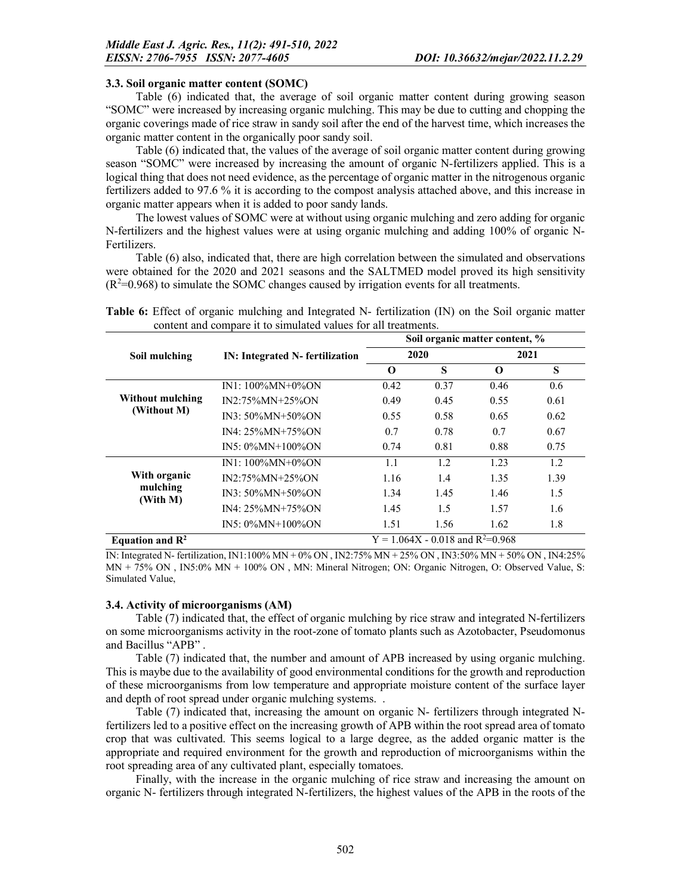### 3.3. Soil organic matter content (SOMC)

Table (6) indicated that, the average of soil organic matter content during growing season "SOMC" were increased by increasing organic mulching. This may be due to cutting and chopping the organic coverings made of rice straw in sandy soil after the end of the harvest time, which increases the organic matter content in the organically poor sandy soil.

Table (6) indicated that, the values of the average of soil organic matter content during growing season "SOMC" were increased by increasing the amount of organic N-fertilizers applied. This is a logical thing that does not need evidence, as the percentage of organic matter in the nitrogenous organic fertilizers added to 97.6 % it is according to the compost analysis attached above, and this increase in organic matter appears when it is added to poor sandy lands.

The lowest values of SOMC were at without using organic mulching and zero adding for organic N-fertilizers and the highest values were at using organic mulching and adding 100% of organic N-Fertilizers.

Table (6) also, indicated that, there are high correlation between the simulated and observations were obtained for the 2020 and 2021 seasons and the SALTMED model proved its high sensitivity ($R^2$=0.968) to simulate the SOMC changes caused by irrigation events for all treatments.

**Table 6:** Effect of organic mulching and Integrated N- fertilization (IN) on the Soil organic matter content and compare it to simulated values for all treatments.

| Soil mulching | IN: Integrated N- fertilization | Soil organic matter content, % | | | |
|---|---|---|---|---|---|
| | | 2020 | | 2021 | |
| | | O | S | O | S |
| Without mulching (Without M) | IN1: 100%MN+0%ON | 0.42 | 0.37 | 0.46 | 0.6 |
| | IN2:75%MN+25%ON | 0.49 | 0.45 | 0.55 | 0.61 |
| | IN3: 50%MN+50%ON | 0.55 | 0.58 | 0.65 | 0.62 |
| | IN4: 25%MN+75%ON | 0.7 | 0.78 | 0.7 | 0.67 |
| | IN5: 0%MN+100%ON | 0.74 | 0.81 | 0.88 | 0.75 |
| With organic mulching (With M) | IN1: 100%MN+0%ON | 1.1 | 1.2 | 1.23 | 1.2 |
| | IN2:75%MN+25%ON | 1.16 | 1.4 | 1.35 | 1.39 |
| | IN3: 50%MN+50%ON | 1.34 | 1.45 | 1.46 | 1.5 |
| | IN4: 25%MN+75%ON | 1.45 | 1.5 | 1.57 | 1.6 |
| | IN5: 0%MN+100%ON | 1.51 | 1.56 | 1.62 | 1.8 |
| **Equation and $R^2$** | | $Y = 1.064X - 0.018$ and $R^2$=0.968 | | | |

IN: Integrated N- fertilization, IN1:100% MN + 0% ON , IN2:75% MN + 25% ON , IN3:50% MN + 50% ON , IN4:25% MN + 75% ON , IN5:0% MN + 100% ON , MN: Mineral Nitrogen; ON: Organic Nitrogen, O: Observed Value, S: Simulated Value,

### 3.4. Activity of microorganisms (AM)

Table (7) indicated that, the effect of organic mulching by rice straw and integrated N-fertilizers on some microorganisms activity in the root-zone of tomato plants such as Azotobacter, Pseudomonus and Bacillus "APB" .

Table (7) indicated that, the number and amount of APB increased by using organic mulching. This is maybe due to the availability of good environmental conditions for the growth and reproduction of these microorganisms from low temperature and appropriate moisture content of the surface layer and depth of root spread under organic mulching systems. .

Table (7) indicated that, increasing the amount on organic N- fertilizers through integrated N-fertilizers led to a positive effect on the increasing growth of APB within the root spread area of tomato crop that was cultivated. This seems logical to a large degree, as the added organic matter is the appropriate and required environment for the growth and reproduction of microorganisms within the root spreading area of any cultivated plant, especially tomatoes.

Finally, with the increase in the organic mulching of rice straw and increasing the amount on organic N- fertilizers through integrated N-fertilizers, the highest values of the APB in the roots of the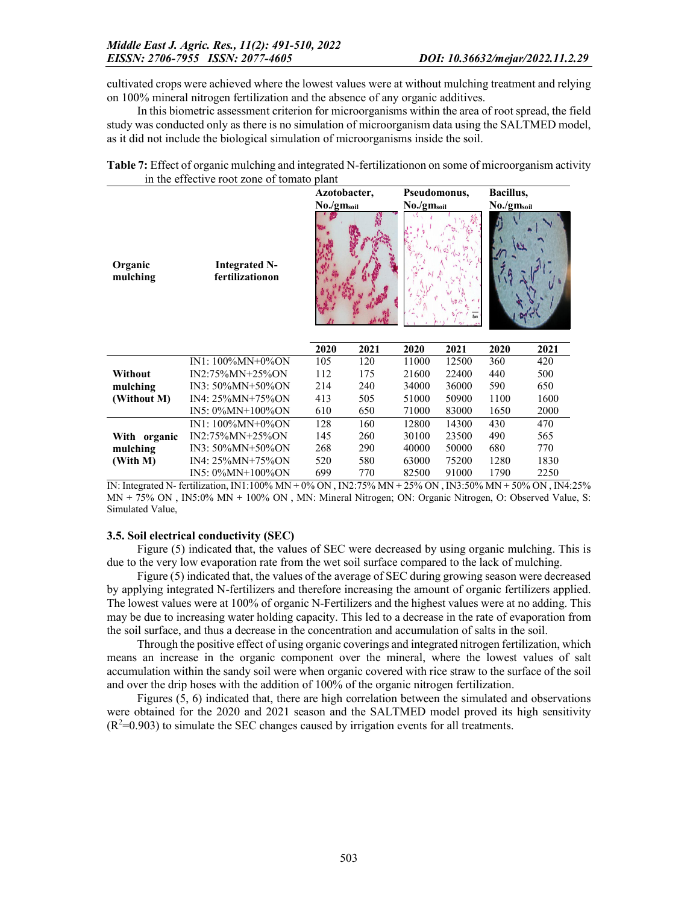cultivated crops were achieved where the lowest values were at without mulching treatment and relying on 100% mineral nitrogen fertilization and the absence of any organic additives.

In this biometric assessment criterion for microorganisms within the area of root spread, the field study was conducted only as there is no simulation of microorganism data using the SALTMED model, as it did not include the biological simulation of microorganisms inside the soil.

**Table 7:** Effect of organic mulching and integrated N-fertilizationon on some of microorganism activity in the effective root zone of tomato plant

| Organic mulching | Integrated N-fertilizationon | Azotobacter, No./$gm_{soil}$ | | Pseudomonus, No./$gm_{soil}$ | | Bacillus, No./$gm_{soil}$ | |
|---|---|---|---|---|---|---|---|
| | | 2020 | 2021 | 2020 | 2021 | 2020 | 2021 |
| **Without mulching (Without M)** | IN1: 100%MN+0%ON | 105 | 120 | 11000 | 12500 | 360 | 420 |
| | IN2:75%MN+25%ON | 112 | 175 | 21600 | 22400 | 440 | 500 |
| | IN3: 50%MN+50%ON | 214 | 240 | 34000 | 36000 | 590 | 650 |
| | IN4: 25%MN+75%ON | 413 | 505 | 51000 | 50900 | 1100 | 1600 |
| | IN5: 0%MN+100%ON | 610 | 650 | 71000 | 83000 | 1650 | 2000 |
| **With organic mulching (With M)** | IN1: 100%MN+0%ON | 128 | 160 | 12800 | 14300 | 430 | 470 |
| | IN2:75%MN+25%ON | 145 | 260 | 30100 | 23500 | 490 | 565 |
| | IN3: 50%MN+50%ON | 268 | 290 | 40000 | 50000 | 680 | 770 |
| | IN4: 25%MN+75%ON | 520 | 580 | 63000 | 75200 | 1280 | 1830 |
| | IN5: 0%MN+100%ON | 699 | 770 | 82500 | 91000 | 1790 | 2250 |

IN: Integrated N- fertilization, IN1:100% MN + 0% ON , IN2:75% MN + 25% ON , IN3:50% MN + 50% ON , IN4:25% MN + 75% ON , IN5:0% MN + 100% ON , MN: Mineral Nitrogen; ON: Organic Nitrogen, O: Observed Value, S: Simulated Value,

### 3.5. Soil electrical conductivity (SEC)

Figure (5) indicated that, the values of SEC were decreased by using organic mulching. This is due to the very low evaporation rate from the wet soil surface compared to the lack of mulching.

Figure (5) indicated that, the values of the average of SEC during growing season were decreased by applying integrated N-fertilizers and therefore increasing the amount of organic fertilizers applied. The lowest values were at 100% of organic N-Fertilizers and the highest values were at no adding. This may be due to increasing water holding capacity. This led to a decrease in the rate of evaporation from the soil surface, and thus a decrease in the concentration and accumulation of salts in the soil.

Through the positive effect of using organic coverings and integrated nitrogen fertilization, which means an increase in the organic component over the mineral, where the lowest values of salt accumulation within the sandy soil were when organic covered with rice straw to the surface of the soil and over the drip hoses with the addition of 100% of the organic nitrogen fertilization.

Figures (5, 6) indicated that, there are high correlation between the simulated and observations were obtained for the 2020 and 2021 season and the SALTMED model proved its high sensitivity ($R^2$=0.903) to simulate the SEC changes caused by irrigation events for all treatments.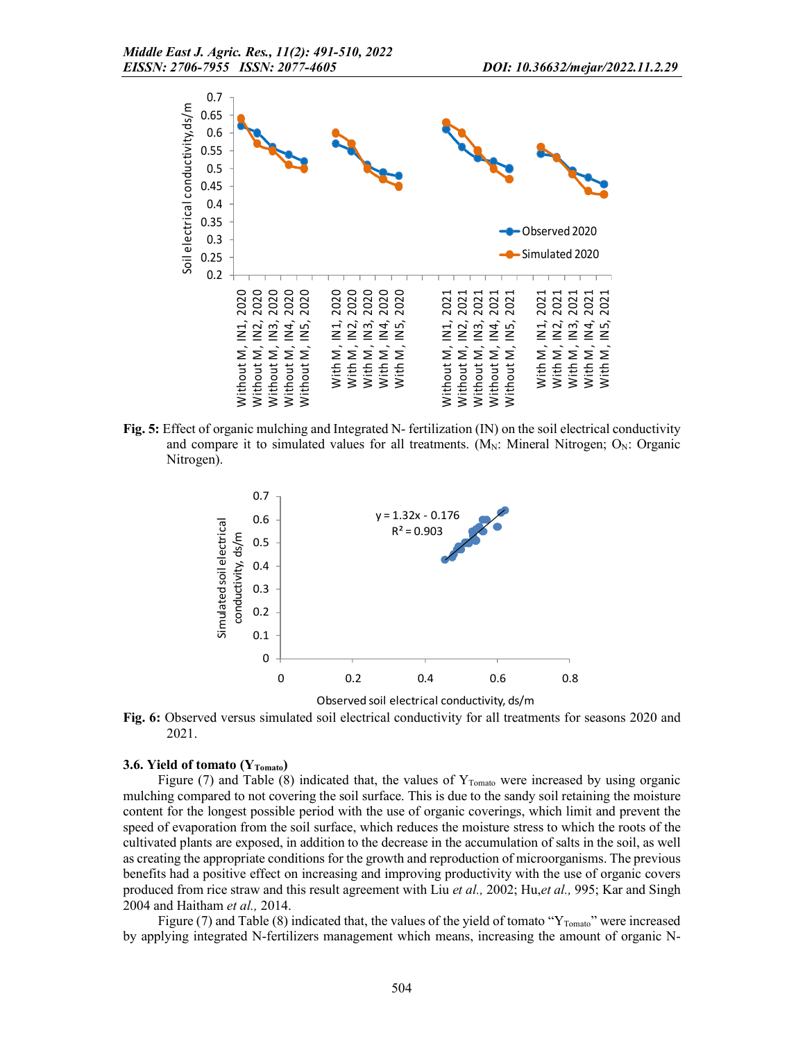**Fig. 5:** Effect of organic mulching and Integrated N- fertilization (IN) on the soil electrical conductivity and compare it to simulated values for all treatments. ($M_N$: Mineral Nitrogen; $O_N$: Organic Nitrogen).

**Fig. 6:** Observed versus simulated soil electrical conductivity for all treatments for seasons 2020 and 2021.

### 3.6. Yield of tomato ($Y_{Tomato}$)

Figure (7) and Table (8) indicated that, the values of $Y_{Tomato}$ were increased by using organic mulching compared to not covering the soil surface. This is due to the sandy soil retaining the moisture content for the longest possible period with the use of organic coverings, which limit and prevent the speed of evaporation from the soil surface, which reduces the moisture stress to which the roots of the cultivated plants are exposed, in addition to the decrease in the accumulation of salts in the soil, as well as creating the appropriate conditions for the growth and reproduction of microorganisms. The previous benefits had a positive effect on increasing and improving productivity with the use of organic covers produced from rice straw and this result agreement with Liu *et al.,* 2002; Hu,*et al.,* 995; Kar and Singh 2004 and Haitham *et al.,* 2014.

Figure (7) and Table (8) indicated that, the values of the yield of tomato "$Y_{Tomato}$" were increased by applying integrated N-fertilizers management which means, increasing the amount of organic N-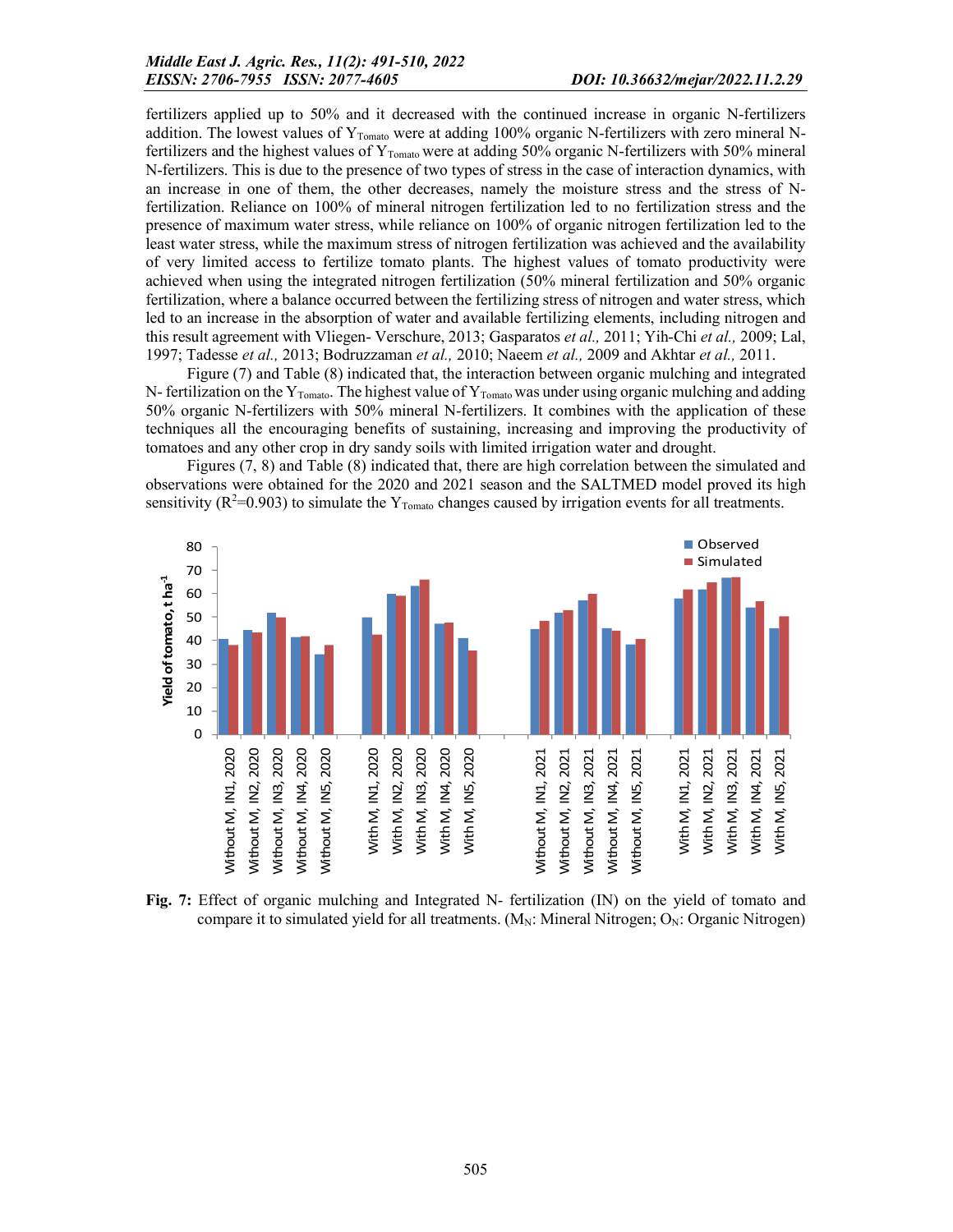fertilizers applied up to 50% and it decreased with the continued increase in organic N-fertilizers addition. The lowest values of $Y_{Tomato}$ were at adding 100% organic N-fertilizers with zero mineral N-fertilizers and the highest values of $Y_{Tomato}$ were at adding 50% organic N-fertilizers with 50% mineral N-fertilizers. This is due to the presence of two types of stress in the case of interaction dynamics, with an increase in one of them, the other decreases, namely the moisture stress and the stress of N-fertilization. Reliance on 100% of mineral nitrogen fertilization led to no fertilization stress and the presence of maximum water stress, while reliance on 100% of organic nitrogen fertilization led to the least water stress, while the maximum stress of nitrogen fertilization was achieved and the availability of very limited access to fertilize tomato plants. The highest values of tomato productivity were achieved when using the integrated nitrogen fertilization (50% mineral fertilization and 50% organic fertilization, where a balance occurred between the fertilizing stress of nitrogen and water stress, which led to an increase in the absorption of water and available fertilizing elements, including nitrogen and this result agreement with Vliegen- Verschure, 2013; Gasparatos *et al.,* 2011; Yih-Chi *et al.,* 2009; Lal, 1997; Tadesse *et al.,* 2013; Bodruzzaman *et al.,* 2010; Naeem *et al.,* 2009 and Akhtar *et al.,* 2011.

Figure (7) and Table (8) indicated that, the interaction between organic mulching and integrated N- fertilization on the $Y_{Tomato}$. The highest value of $Y_{Tomato}$ was under using organic mulching and adding 50% organic N-fertilizers with 50% mineral N-fertilizers. It combines with the application of these techniques all the encouraging benefits of sustaining, increasing and improving the productivity of tomatoes and any other crop in dry sandy soils with limited irrigation water and drought.

Figures (7, 8) and Table (8) indicated that, there are high correlation between the simulated and observations were obtained for the 2020 and 2021 season and the SALTMED model proved its high sensitivity ($R^2$=0.903) to simulate the $Y_{Tomato}$ changes caused by irrigation events for all treatments.

**Fig. 7:** Effect of organic mulching and Integrated N- fertilization (IN) on the yield of tomato and compare it to simulated yield for all treatments. ($M_N$: Mineral Nitrogen; $O_N$: Organic Nitrogen)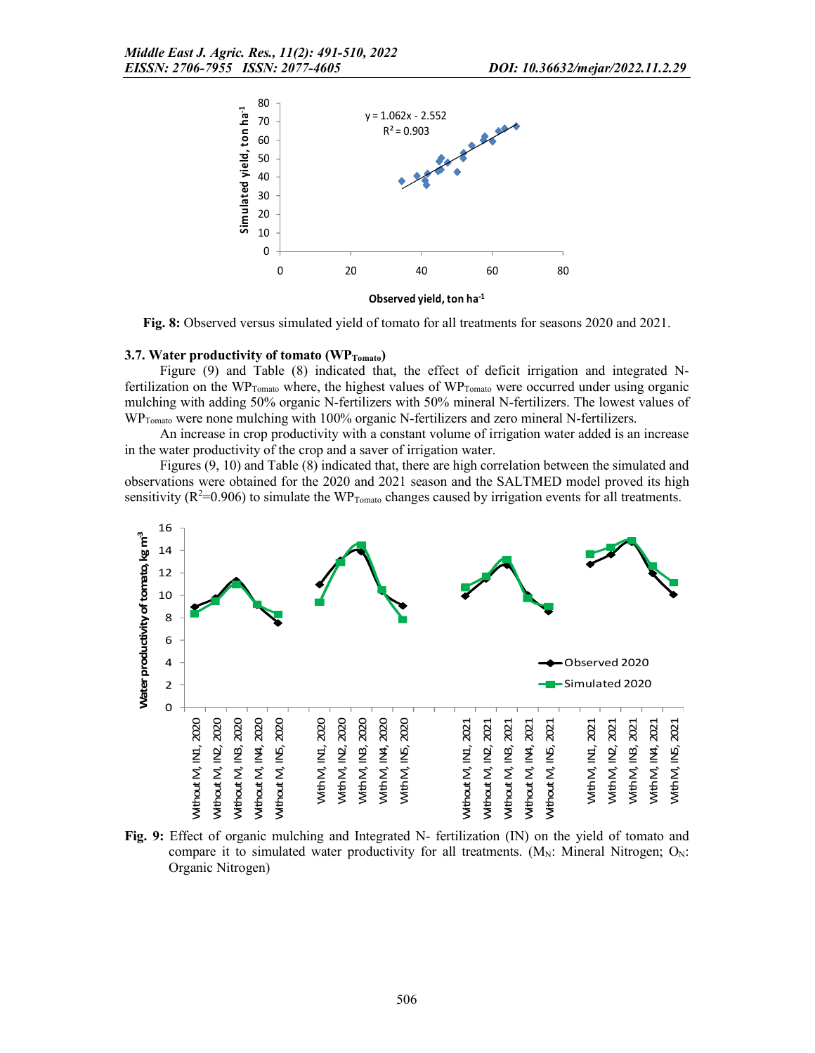**Fig. 8:** Observed versus simulated yield of tomato for all treatments for seasons 2020 and 2021.

### 3.7. Water productivity of tomato ($WP_{Tomato}$)

Figure (9) and Table (8) indicated that, the effect of deficit irrigation and integrated N-fertilization on the $WP_{Tomato}$ where, the highest values of $WP_{Tomato}$ were occurred under using organic mulching with adding 50% organic N-fertilizers with 50% mineral N-fertilizers. The lowest values of $WP_{Tomato}$ were none mulching with 100% organic N-fertilizers and zero mineral N-fertilizers.

An increase in crop productivity with a constant volume of irrigation water added is an increase in the water productivity of the crop and a saver of irrigation water.

Figures (9, 10) and Table (8) indicated that, there are high correlation between the simulated and observations were obtained for the 2020 and 2021 season and the SALTMED model proved its high sensitivity ($R^2$=0.906) to simulate the $WP_{Tomato}$ changes caused by irrigation events for all treatments.

**Fig. 9:** Effect of organic mulching and Integrated N- fertilization (IN) on the yield of tomato and compare it to simulated water productivity for all treatments. ($M_N$: Mineral Nitrogen; $O_N$: Organic Nitrogen)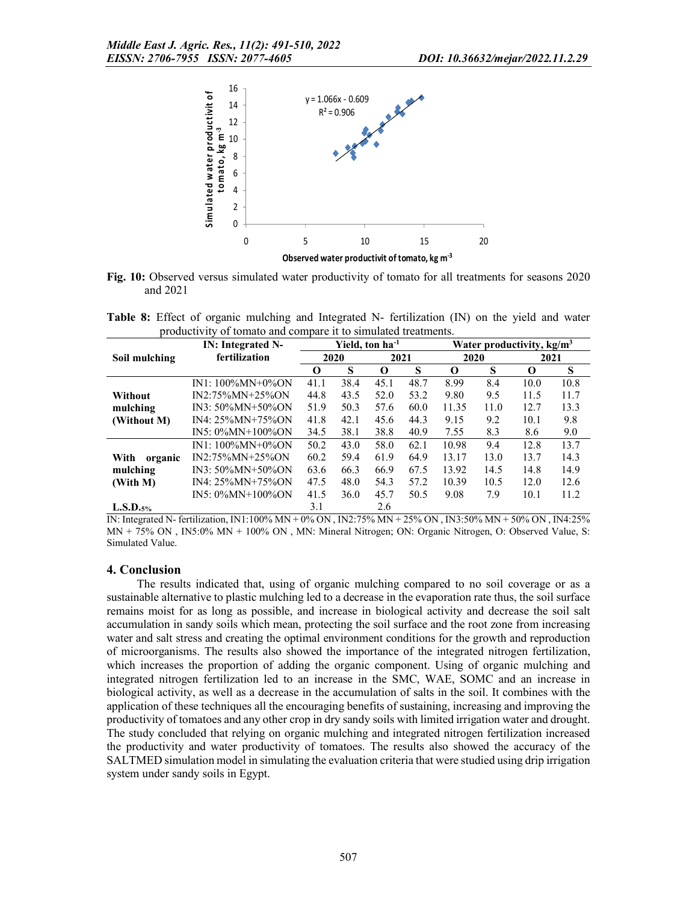**Fig. 10:** Observed versus simulated water productivity of tomato for all treatments for seasons 2020 and 2021

**Table 8:** Effect of organic mulching and Integrated N- fertilization (IN) on the yield and water productivity of tomato and compare it to simulated treatments.

| Soil mulching | IN: Integrated N-fertilization | Yield, ton ha$^{-1}$ | | | | Water productivity, kg/m$^3$ | | | |
|---|---|---|---|---|---|---|---|---|---|
| | | 2020 | | 2021 | | 2020 | | 2021 | |
| | | O | S | O | S | O | S | O | S |
| Without mulching (Without M) | IN1: 100%MN+0%ON | 41.1 | 38.4 | 45.1 | 48.7 | 8.99 | 8.4 | 10.0 | 10.8 |
| | IN2:75%MN+25%ON | 44.8 | 43.5 | 52.0 | 53.2 | 9.80 | 9.5 | 11.5 | 11.7 |
| | IN3: 50%MN+50%ON | 51.9 | 50.3 | 57.6 | 60.0 | 11.35 | 11.0 | 12.7 | 13.3 |
| | IN4: 25%MN+75%ON | 41.8 | 42.1 | 45.6 | 44.3 | 9.15 | 9.2 | 10.1 | 9.8 |
| | IN5: 0%MN+100%ON | 34.5 | 38.1 | 38.8 | 40.9 | 7.55 | 8.3 | 8.6 | 9.0 |
| With organic mulching (With M) | IN1: 100%MN+0%ON | 50.2 | 43.0 | 58.0 | 62.1 | 10.98 | 9.4 | 12.8 | 13.7 |
| | IN2:75%MN+25%ON | 60.2 | 59.4 | 61.9 | 64.9 | 13.17 | 13.0 | 13.7 | 14.3 |
| | IN3: 50%MN+50%ON | 63.6 | 66.3 | 66.9 | 67.5 | 13.92 | 14.5 | 14.8 | 14.9 |
| | IN4: 25%MN+75%ON | 47.5 | 48.0 | 54.3 | 57.2 | 10.39 | 10.5 | 12.0 | 12.6 |
| | IN5: 0%MN+100%ON | 41.5 | 36.0 | 45.7 | 50.5 | 9.08 | 7.9 | 10.1 | 11.2 |
| L.S.D.$_{5\%}$ | | 3.1 | | 2.6 | | | | | |

IN: Integrated N- fertilization, IN1:100% MN + 0% ON , IN2:75% MN + 25% ON , IN3:50% MN + 50% ON , IN4:25% MN + 75% ON , IN5:0% MN + 100% ON , MN: Mineral Nitrogen; ON: Organic Nitrogen, O: Observed Value, S: Simulated Value.

## 4. Conclusion

The results indicated that, using of organic mulching compared to no soil coverage or as a sustainable alternative to plastic mulching led to a decrease in the evaporation rate thus, the soil surface remains moist for as long as possible, and increase in biological activity and decrease the soil salt accumulation in sandy soils which mean, protecting the soil surface and the root zone from increasing water and salt stress and creating the optimal environment conditions for the growth and reproduction of microorganisms. The results also showed the importance of the integrated nitrogen fertilization, which increases the proportion of adding the organic component. Using of organic mulching and integrated nitrogen fertilization led to an increase in the SMC, WAE, SOMC and an increase in biological activity, as well as a decrease in the accumulation of salts in the soil. It combines with the application of these techniques all the encouraging benefits of sustaining, increasing and improving the productivity of tomatoes and any other crop in dry sandy soils with limited irrigation water and drought. The study concluded that relying on organic mulching and integrated nitrogen fertilization increased the productivity and water productivity of tomatoes. The results also showed the accuracy of the SALTMED simulation model in simulating the evaluation criteria that were studied using drip irrigation system under sandy soils in Egypt.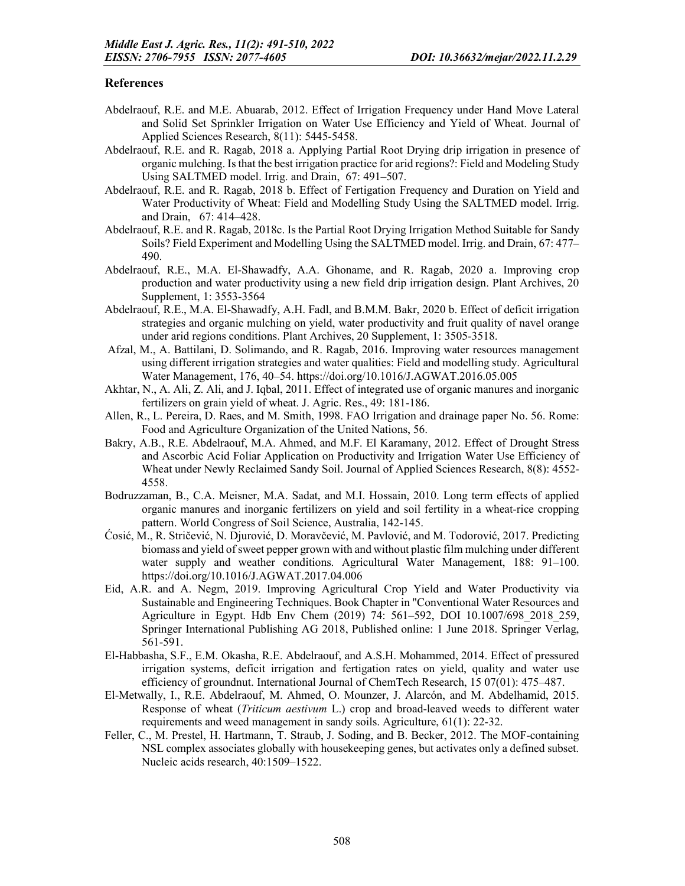## References

Abdelraouf, R.E. and M.E. Abuarab, 2012. Effect of Irrigation Frequency under Hand Move Lateral and Solid Set Sprinkler Irrigation on Water Use Efficiency and Yield of Wheat. Journal of Applied Sciences Research, 8(11): 5445-5458.

Abdelraouf, R.E. and R. Ragab, 2018 a. Applying Partial Root Drying drip irrigation in presence of organic mulching. Is that the best irrigation practice for arid regions?: Field and Modeling Study Using SALTMED model. Irrig. and Drain, 67: 491–507.

Abdelraouf, R.E. and R. Ragab, 2018 b. Effect of Fertigation Frequency and Duration on Yield and Water Productivity of Wheat: Field and Modelling Study Using the SALTMED model. Irrig. and Drain, 67: 414–428.

Abdelraouf, R.E. and R. Ragab, 2018c. Is the Partial Root Drying Irrigation Method Suitable for Sandy Soils? Field Experiment and Modelling Using the SALTMED model. Irrig. and Drain, 67: 477–490.

Abdelraouf, R.E., M.A. El-Shawadfy, A.A. Ghoname, and R. Ragab, 2020 a. Improving crop production and water productivity using a new field drip irrigation design. Plant Archives, 20 Supplement, 1: 3553-3564

Abdelraouf, R.E., M.A. El-Shawadfy, A.H. Fadl, and B.M.M. Bakr, 2020 b. Effect of deficit irrigation strategies and organic mulching on yield, water productivity and fruit quality of navel orange under arid regions conditions. Plant Archives, 20 Supplement, 1: 3505-3518.

Afzal, M., A. Battilani, D. Solimando, and R. Ragab, 2016. Improving water resources management using different irrigation strategies and water qualities: Field and modelling study. Agricultural Water Management, 176, 40–54. https://doi.org/10.1016/J.AGWAT.2016.05.005

Akhtar, N., A. Ali, Z. Ali, and J. Iqbal, 2011. Effect of integrated use of organic manures and inorganic fertilizers on grain yield of wheat. J. Agric. Res., 49: 181-186.

Allen, R., L. Pereira, D. Raes, and M. Smith, 1998. FAO Irrigation and drainage paper No. 56. Rome: Food and Agriculture Organization of the United Nations, 56.

Bakry, A.B., R.E. Abdelraouf, M.A. Ahmed, and M.F. El Karamany, 2012. Effect of Drought Stress and Ascorbic Acid Foliar Application on Productivity and Irrigation Water Use Efficiency of Wheat under Newly Reclaimed Sandy Soil. Journal of Applied Sciences Research, 8(8): 4552-4558.

Bodruzzaman, B., C.A. Meisner, M.A. Sadat, and M.I. Hossain, 2010. Long term effects of applied organic manures and inorganic fertilizers on yield and soil fertility in a wheat-rice cropping pattern. World Congress of Soil Science, Australia, 142-145.

Ćosić, M., R. Stričević, N. Djurović, D. Moravčević, M. Pavlović, and M. Todorović, 2017. Predicting biomass and yield of sweet pepper grown with and without plastic film mulching under different water supply and weather conditions. Agricultural Water Management, 188: 91–100. https://doi.org/10.1016/J.AGWAT.2017.04.006

Eid, A.R. and A. Negm, 2019. Improving Agricultural Crop Yield and Water Productivity via Sustainable and Engineering Techniques. Book Chapter in "Conventional Water Resources and Agriculture in Egypt. Hdb Env Chem (2019) 74: 561–592, DOI 10.1007/698_2018_259, Springer International Publishing AG 2018, Published online: 1 June 2018. Springer Verlag, 561-591.

El-Habbasha, S.F., E.M. Okasha, R.E. Abdelraouf, and A.S.H. Mohammed, 2014. Effect of pressured irrigation systems, deficit irrigation and fertigation rates on yield, quality and water use efficiency of groundnut. International Journal of ChemTech Research, 15 07(01): 475–487.

El-Metwally, I., R.E. Abdelraouf, M. Ahmed, O. Mounzer, J. Alarcón, and M. Abdelhamid, 2015. Response of wheat (*Triticum aestivum* L.) crop and broad-leaved weeds to different water requirements and weed management in sandy soils. Agriculture, 61(1): 22-32.

Feller, C., M. Prestel, H. Hartmann, T. Straub, J. Soding, and B. Becker, 2012. The MOF-containing NSL complex associates globally with housekeeping genes, but activates only a defined subset. Nucleic acids research, 40:1509–1522.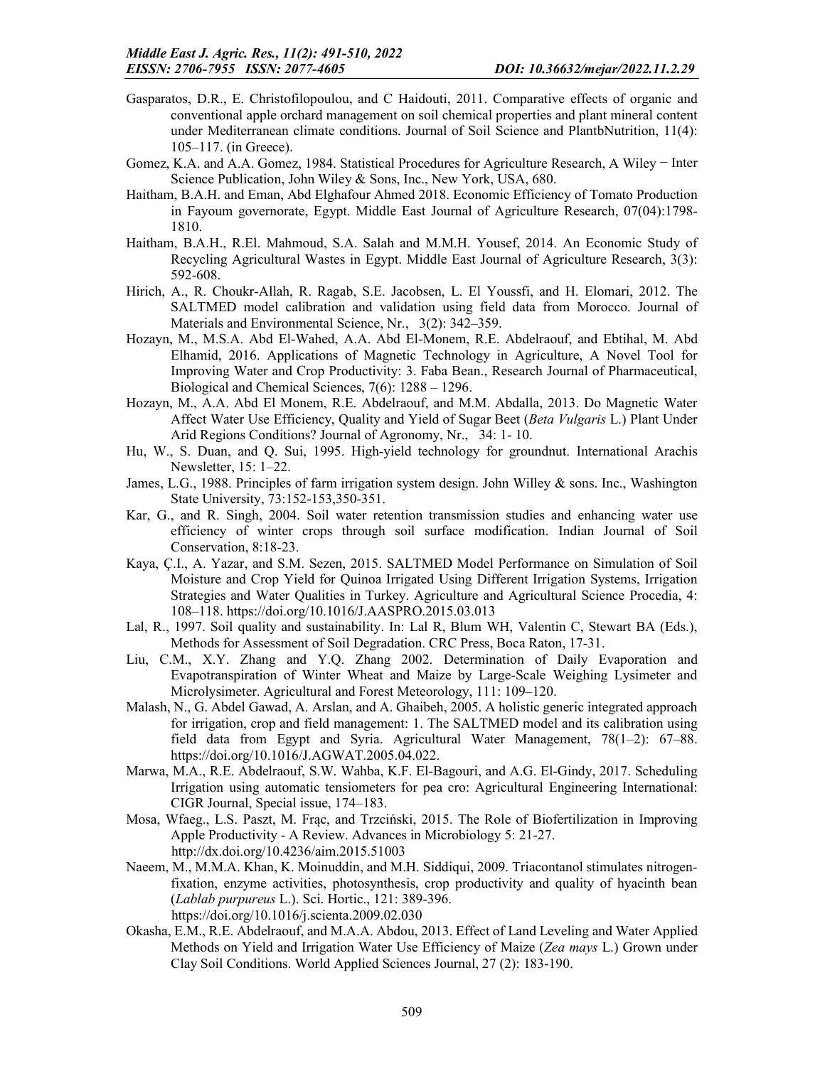Gasparatos, D.R., E. Christofilopoulou, and C Haidouti, 2011. Comparative effects of organic and conventional apple orchard management on soil chemical properties and plant mineral content under Mediterranean climate conditions. Journal of Soil Science and PlantbNutrition, 11(4): 105–117. (in Greece).

Gomez, K.A. and A.A. Gomez, 1984. Statistical Procedures for Agriculture Research, A Wiley − Inter Science Publication, John Wiley & Sons, Inc., New York, USA, 680.

Haitham, B.A.H. and Eman, Abd Elghafour Ahmed 2018. Economic Efficiency of Tomato Production in Fayoum governorate, Egypt. Middle East Journal of Agriculture Research, 07(04):1798-1810.

Haitham, B.A.H., R.El. Mahmoud, S.A. Salah and M.M.H. Yousef, 2014. An Economic Study of Recycling Agricultural Wastes in Egypt. Middle East Journal of Agriculture Research, 3(3): 592-608.

Hirich, A., R. Choukr-Allah, R. Ragab, S.E. Jacobsen, L. El Youssfi, and H. Elomari, 2012. The SALTMED model calibration and validation using field data from Morocco. Journal of Materials and Environmental Science, Nr., 3(2): 342–359.

Hozayn, M., M.S.A. Abd El-Wahed, A.A. Abd El-Monem, R.E. Abdelraouf, and Ebtihal, M. Abd Elhamid, 2016. Applications of Magnetic Technology in Agriculture, A Novel Tool for Improving Water and Crop Productivity: 3. Faba Bean., Research Journal of Pharmaceutical, Biological and Chemical Sciences, 7(6): 1288 – 1296.

Hozayn, M., A.A. Abd El Monem, R.E. Abdelraouf, and M.M. Abdalla, 2013. Do Magnetic Water Affect Water Use Efficiency, Quality and Yield of Sugar Beet (*Beta Vulgaris* L.) Plant Under Arid Regions Conditions? Journal of Agronomy, Nr., 34: 1- 10.

Hu, W., S. Duan, and Q. Sui, 1995. High-yield technology for groundnut. International Arachis Newsletter, 15: 1–22.

James, L.G., 1988. Principles of farm irrigation system design. John Willey & sons. Inc., Washington State University, 73:152-153,350-351.

Kar, G., and R. Singh, 2004. Soil water retention transmission studies and enhancing water use efficiency of winter crops through soil surface modification. Indian Journal of Soil Conservation, 8:18-23.

Kaya, Ç.I., A. Yazar, and S.M. Sezen, 2015. SALTMED Model Performance on Simulation of Soil Moisture and Crop Yield for Quinoa Irrigated Using Different Irrigation Systems, Irrigation Strategies and Water Qualities in Turkey. Agriculture and Agricultural Science Procedia, 4: 108–118. https://doi.org/10.1016/J.AASPRO.2015.03.013

Lal, R., 1997. Soil quality and sustainability. In: Lal R, Blum WH, Valentin C, Stewart BA (Eds.), Methods for Assessment of Soil Degradation. CRC Press, Boca Raton, 17-31.

Liu, C.M., X.Y. Zhang and Y.Q. Zhang 2002. Determination of Daily Evaporation and Evapotranspiration of Winter Wheat and Maize by Large-Scale Weighing Lysimeter and Microlysimeter. Agricultural and Forest Meteorology, 111: 109–120.

Malash, N., G. Abdel Gawad, A. Arslan, and A. Ghaibeh, 2005. A holistic generic integrated approach for irrigation, crop and field management: 1. The SALTMED model and its calibration using field data from Egypt and Syria. Agricultural Water Management, 78(1–2): 67–88. https://doi.org/10.1016/J.AGWAT.2005.04.022.

Marwa, M.A., R.E. Abdelraouf, S.W. Wahba, K.F. El-Bagouri, and A.G. El-Gindy, 2017. Scheduling Irrigation using automatic tensiometers for pea cro: Agricultural Engineering International: CIGR Journal, Special issue, 174–183.

Mosa, Wfaeg., L.S. Paszt, M. Frąc, and Trzciński, 2015. The Role of Biofertilization in Improving Apple Productivity - A Review. Advances in Microbiology 5: 21-27. http://dx.doi.org/10.4236/aim.2015.51003

Naeem, M., M.M.A. Khan, K. Moinuddin, and M.H. Siddiqui, 2009. Triacontanol stimulates nitrogen-fixation, enzyme activities, photosynthesis, crop productivity and quality of hyacinth bean (*Lablab purpureus* L.). Sci. Hortic., 121: 389-396. https://doi.org/10.1016/j.scienta.2009.02.030

Okasha, E.M., R.E. Abdelraouf, and M.A.A. Abdou, 2013. Effect of Land Leveling and Water Applied Methods on Yield and Irrigation Water Use Efficiency of Maize (*Zea mays* L.) Grown under Clay Soil Conditions. World Applied Sciences Journal, 27 (2): 183-190.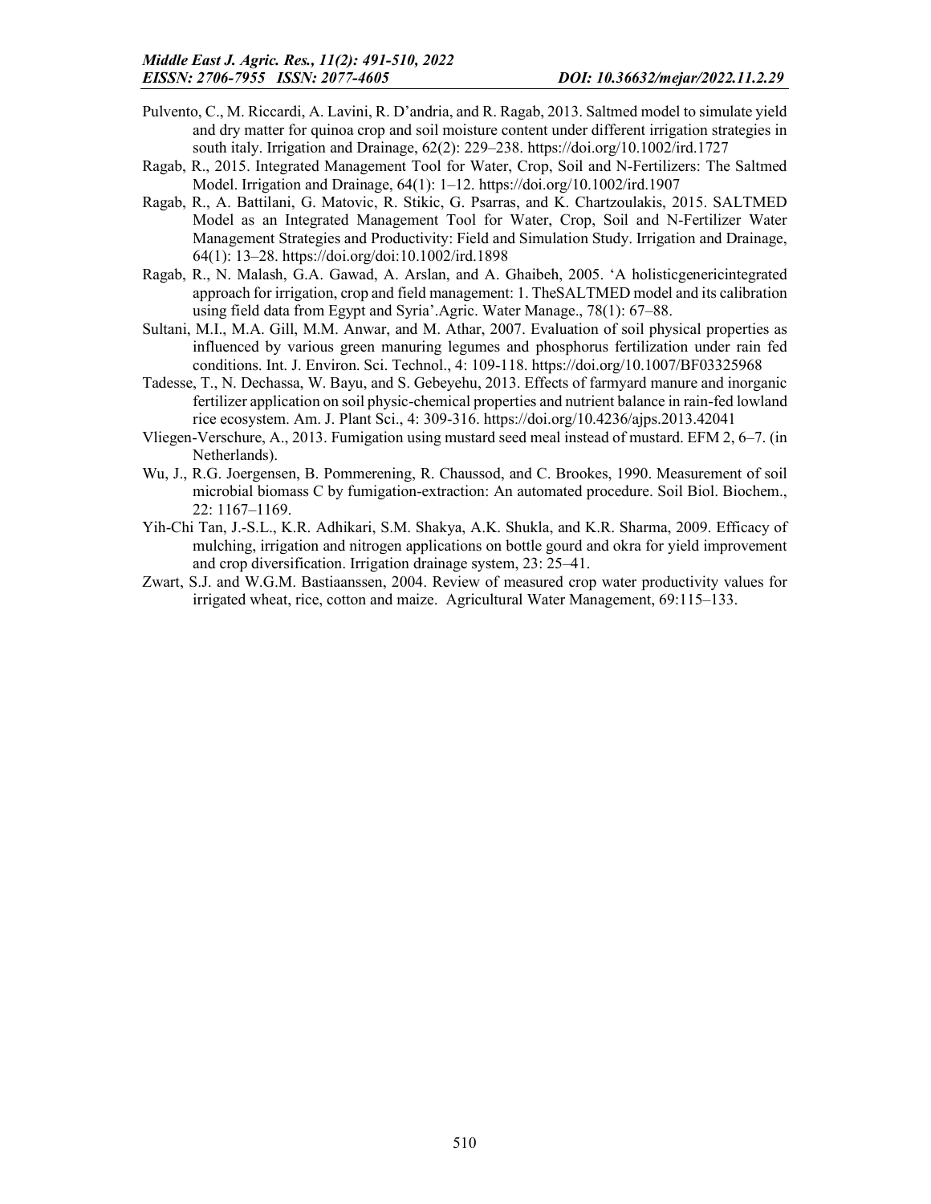Pulvento, C., M. Riccardi, A. Lavini, R. D'andria, and R. Ragab, 2013. Saltmed model to simulate yield and dry matter for quinoa crop and soil moisture content under different irrigation strategies in south italy. Irrigation and Drainage, 62(2): 229–238. https://doi.org/10.1002/ird.1727

Ragab, R., 2015. Integrated Management Tool for Water, Crop, Soil and N-Fertilizers: The Saltmed Model. Irrigation and Drainage, 64(1): 1–12. https://doi.org/10.1002/ird.1907

Ragab, R., A. Battilani, G. Matovic, R. Stikic, G. Psarras, and K. Chartzoulakis, 2015. SALTMED Model as an Integrated Management Tool for Water, Crop, Soil and N-Fertilizer Water Management Strategies and Productivity: Field and Simulation Study. Irrigation and Drainage, 64(1): 13–28. https://doi.org/doi:10.1002/ird.1898

Ragab, R., N. Malash, G.A. Gawad, A. Arslan, and A. Ghaibeh, 2005. 'A holisticgenericintegrated approach for irrigation, crop and field management: 1. TheSALTMED model and its calibration using field data from Egypt and Syria'.Agric. Water Manage., 78(1): 67–88.

Sultani, M.I., M.A. Gill, M.M. Anwar, and M. Athar, 2007. Evaluation of soil physical properties as influenced by various green manuring legumes and phosphorus fertilization under rain fed conditions. Int. J. Environ. Sci. Technol., 4: 109-118. https://doi.org/10.1007/BF03325968

Tadesse, T., N. Dechassa, W. Bayu, and S. Gebeyehu, 2013. Effects of farmyard manure and inorganic fertilizer application on soil physic-chemical properties and nutrient balance in rain-fed lowland rice ecosystem. Am. J. Plant Sci., 4: 309-316. https://doi.org/10.4236/ajps.2013.42041

Vliegen-Verschure, A., 2013. Fumigation using mustard seed meal instead of mustard. EFM 2, 6–7. (in Netherlands).

Wu, J., R.G. Joergensen, B. Pommerening, R. Chaussod, and C. Brookes, 1990. Measurement of soil microbial biomass C by fumigation-extraction: An automated procedure. Soil Biol. Biochem., 22: 1167–1169.

Yih-Chi Tan, J.-S.L., K.R. Adhikari, S.M. Shakya, A.K. Shukla, and K.R. Sharma, 2009. Efficacy of mulching, irrigation and nitrogen applications on bottle gourd and okra for yield improvement and crop diversification. Irrigation drainage system, 23: 25–41.

Zwart, S.J. and W.G.M. Bastiaanssen, 2004. Review of measured crop water productivity values for irrigated wheat, rice, cotton and maize. Agricultural Water Management, 69:115–133.